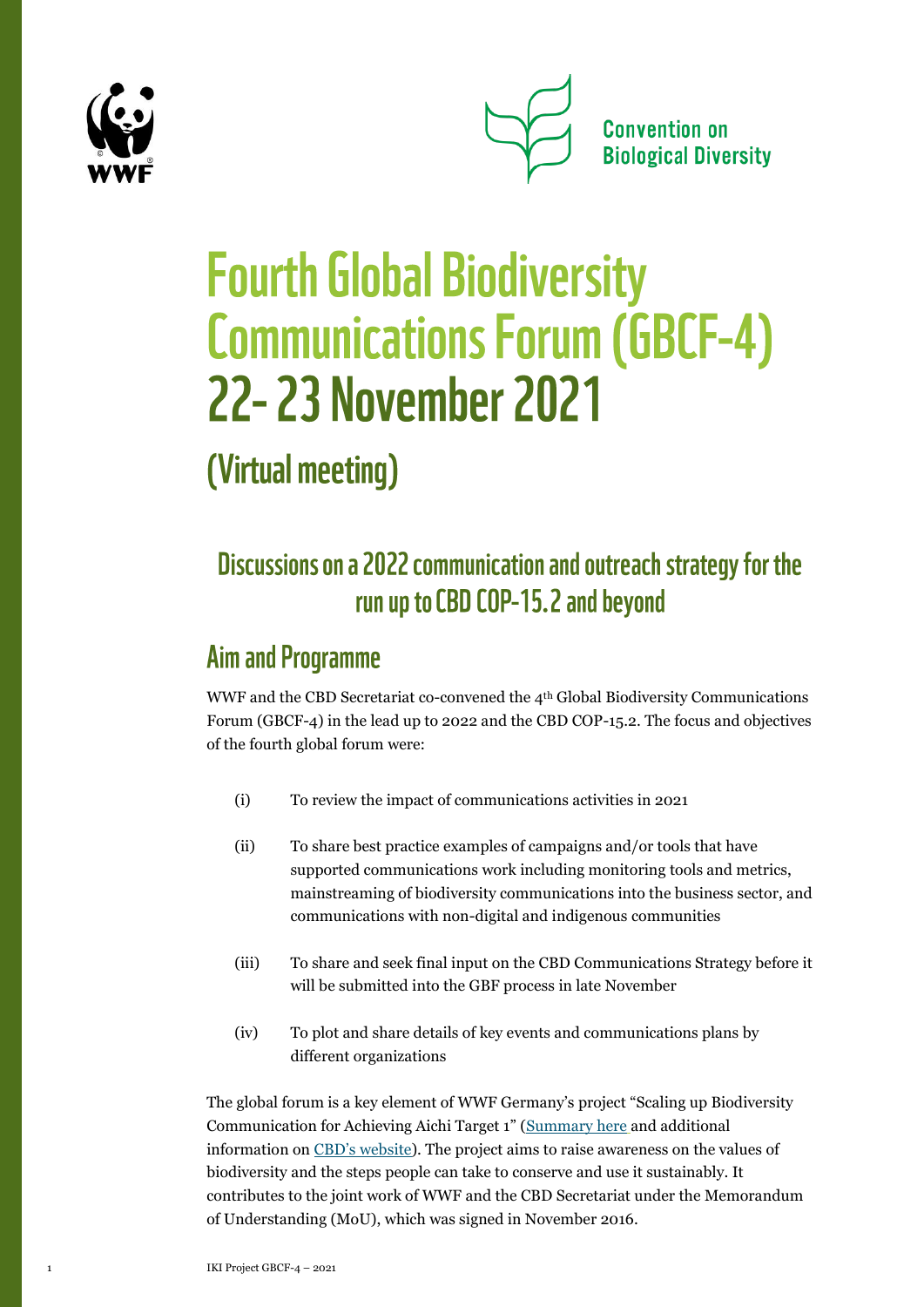# Fourth Global Biodiversity Communications Forum (GBCF-4) 22- 23 November 2021

# (Virtual meeting)

## Discussions on a 2022 communication and outreach strategy for the run up to CBD COP-15.2 and beyond

## Aim and Programme

WWF and the CBD Secretariat co-convened the 4th Global Biodiversity Communications Forum (GBCF-4) in the lead up to 2022 and the CBD COP-15.2. The focus and objectives of the fourth global forum were:

(i) To review the impact of communications activities in 2021

(ii) To share best practice examples of campaigns and/or tools that have supported communications work including monitoring tools and metrics, mainstreaming of biodiversity communications into the business sector, and communications with non-digital and indigenous communities

(iii) To share and seek final input on the CBD Communications Strategy before it will be submitted into the GBF process in late November

(iv) To plot and share details of key events and communications plans by different organizations

The global forum is a key element of WWF Germany's project "Scaling up Biodiversity Communication for Achieving Aichi Target 1" (Summary here and additional information on CBD's website). The project aims to raise awareness on the values of biodiversity and the steps people can take to conserve and use it sustainably. It contributes to the joint work of WWF and the CBD Secretariat under the Memorandum of Understanding (MoU), which was signed in November 2016.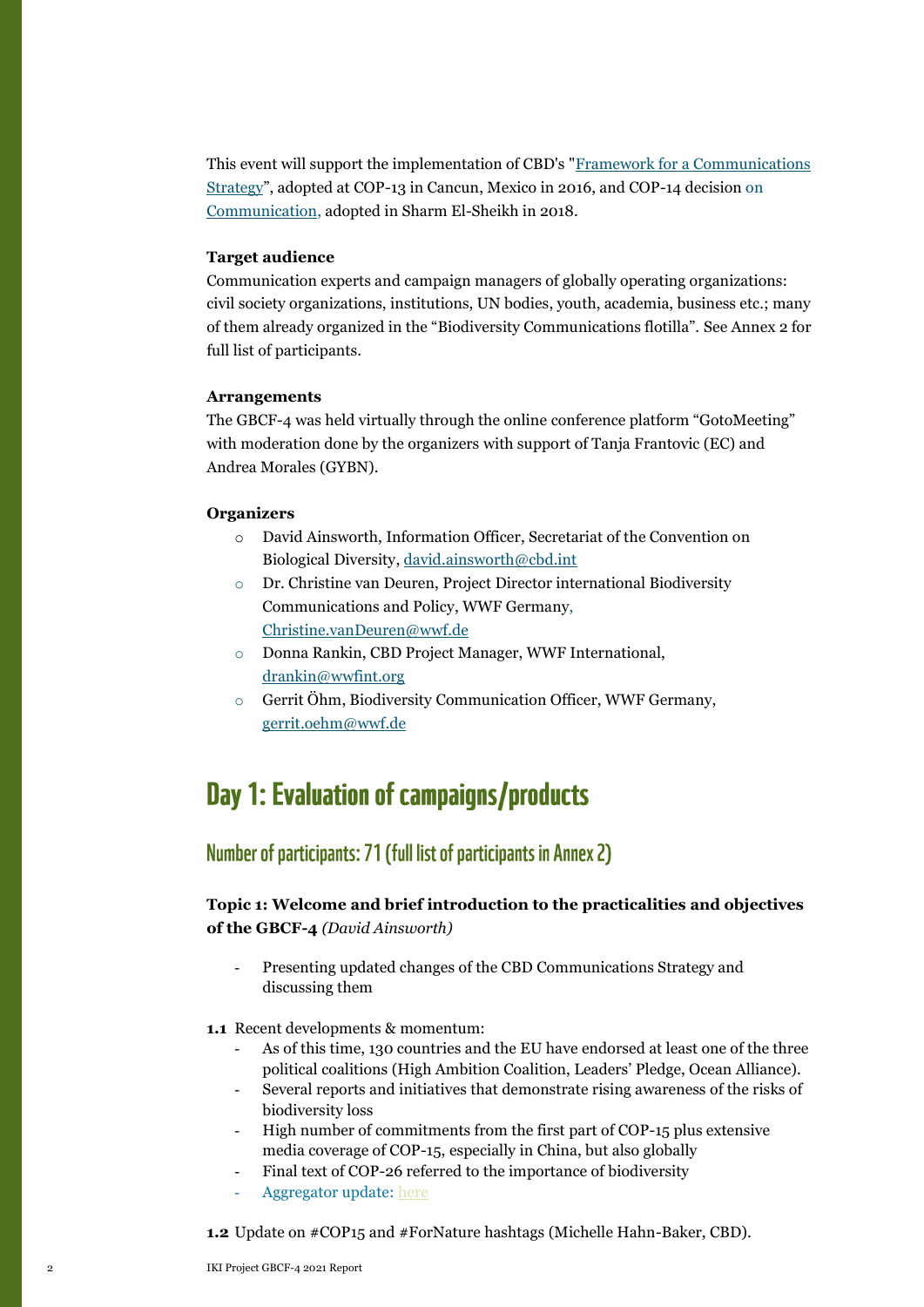This event will support the implementation of CBD's "Framework for a Communications Strategy", adopted at COP-13 in Cancun, Mexico in 2016, and COP-14 decision on Communication, adopted in Sharm El-Sheikh in 2018.

**Target audience**

Communication experts and campaign managers of globally operating organizations: civil society organizations, institutions, UN bodies, youth, academia, business etc.; many of them already organized in the "Biodiversity Communications flotilla". See Annex 2 for full list of participants.

**Arrangements**

The GBCF-4 was held virtually through the online conference platform "GotoMeeting" with moderation done by the organizers with support of Tanja Frantovic (EC) and Andrea Morales (GYBN).

**Organizers**

- David Ainsworth, Information Officer, Secretariat of the Convention on Biological Diversity, david.ainsworth@cbd.int
- Dr. Christine van Deuren, Project Director international Biodiversity Communications and Policy, WWF Germany, Christine.vanDeuren@wwf.de
- Donna Rankin, CBD Project Manager, WWF International, drankin@wwfint.org
- Gerrit Öhm, Biodiversity Communication Officer, WWF Germany, gerrit.oehm@wwf.de

# Day 1: Evaluation of campaigns/products

## Number of participants: 71 (full list of participants in Annex 2)

**Topic 1: Welcome and brief introduction to the practicalities and objectives of the GBCF-4** *(David Ainsworth)*

- Presenting updated changes of the CBD Communications Strategy and discussing them

**1.1** Recent developments & momentum:

- As of this time, 130 countries and the EU have endorsed at least one of the three political coalitions (High Ambition Coalition, Leaders' Pledge, Ocean Alliance).
- Several reports and initiatives that demonstrate rising awareness of the risks of biodiversity loss
- High number of commitments from the first part of COP-15 plus extensive media coverage of COP-15, especially in China, but also globally
- Final text of COP-26 referred to the importance of biodiversity
- Aggregator update: here

**1.2** Update on #COP15 and #ForNature hashtags (Michelle Hahn-Baker, CBD).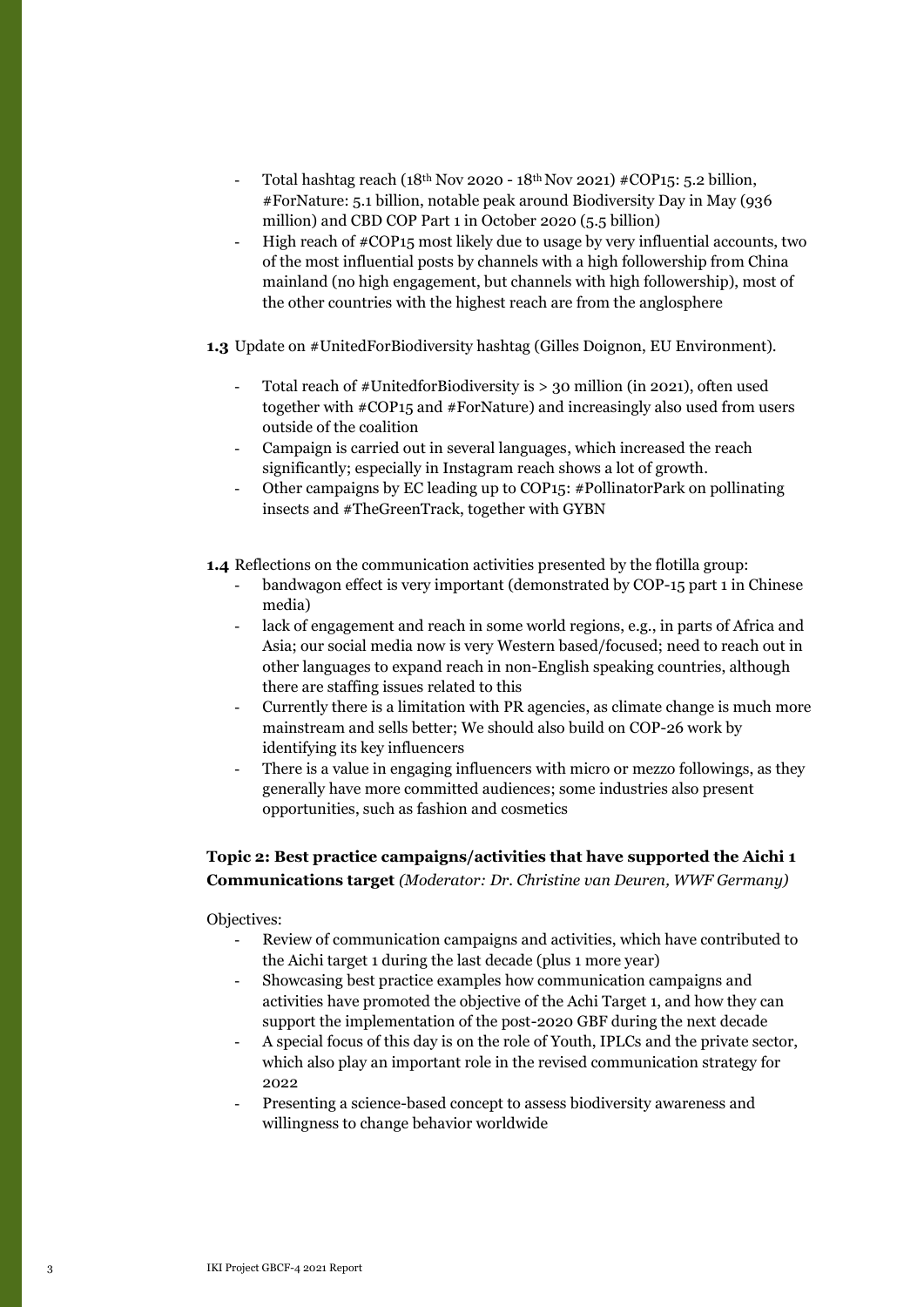- Total hashtag reach (18th Nov 2020 - 18th Nov 2021) #COP15: 5.2 billion, #ForNature: 5.1 billion, notable peak around Biodiversity Day in May (936 million) and CBD COP Part 1 in October 2020 (5.5 billion)
- High reach of #COP15 most likely due to usage by very influential accounts, two of the most influential posts by channels with a high followership from China mainland (no high engagement, but channels with high followership), most of the other countries with the highest reach are from the anglosphere

**1.3** Update on #UnitedForBiodiversity hashtag (Gilles Doignon, EU Environment).

- Total reach of #UnitedforBiodiversity is > 30 million (in 2021), often used together with #COP15 and #ForNature) and increasingly also used from users outside of the coalition
- Campaign is carried out in several languages, which increased the reach significantly; especially in Instagram reach shows a lot of growth.
- Other campaigns by EC leading up to COP15: #PollinatorPark on pollinating insects and #TheGreenTrack, together with GYBN

**1.4** Reflections on the communication activities presented by the flotilla group:

- bandwagon effect is very important (demonstrated by COP-15 part 1 in Chinese media)
- lack of engagement and reach in some world regions, e.g., in parts of Africa and Asia; our social media now is very Western based/focused; need to reach out in other languages to expand reach in non-English speaking countries, although there are staffing issues related to this
- Currently there is a limitation with PR agencies, as climate change is much more mainstream and sells better; We should also build on COP-26 work by identifying its key influencers
- There is a value in engaging influencers with micro or mezzo followings, as they generally have more committed audiences; some industries also present opportunities, such as fashion and cosmetics

### Topic 2: Best practice campaigns/activities that have supported the Aichi 1 Communications target *(Moderator: Dr. Christine van Deuren, WWF Germany)*

Objectives:

- Review of communication campaigns and activities, which have contributed to the Aichi target 1 during the last decade (plus 1 more year)
- Showcasing best practice examples how communication campaigns and activities have promoted the objective of the Achi Target 1, and how they can support the implementation of the post-2020 GBF during the next decade
- A special focus of this day is on the role of Youth, IPLCs and the private sector, which also play an important role in the revised communication strategy for 2022
- Presenting a science-based concept to assess biodiversity awareness and willingness to change behavior worldwide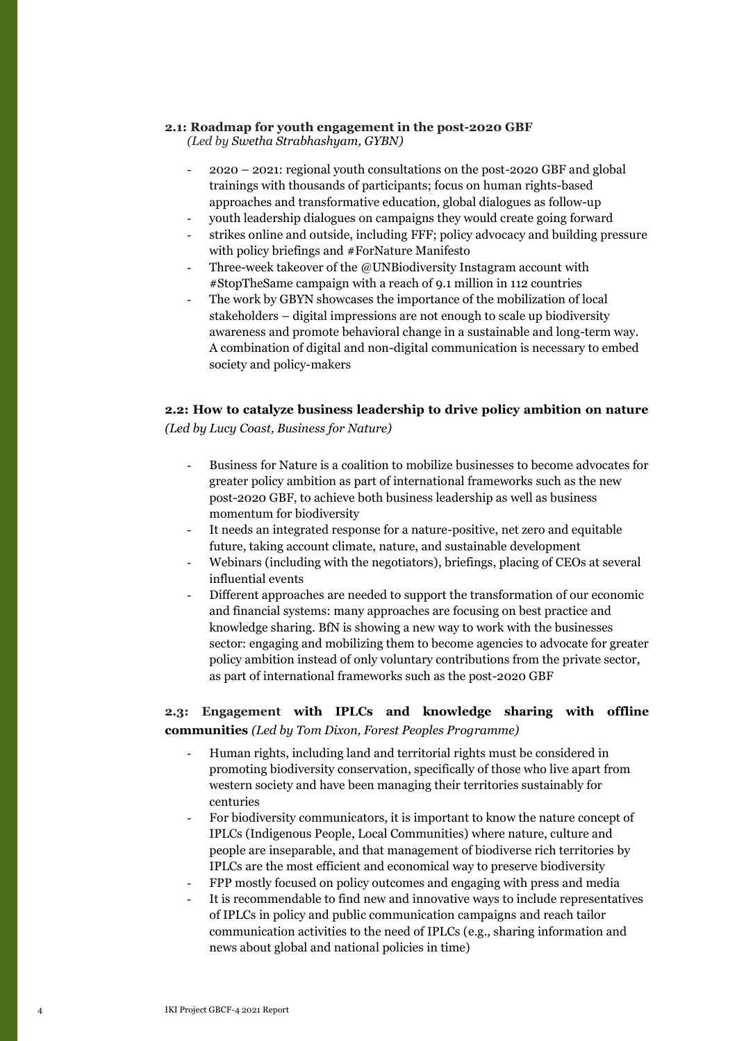### 2.1: Roadmap for youth engagement in the post-2020 GBF

*(Led by Swetha Strabhashyam, GYBN)*

- 2020 – 2021: regional youth consultations on the post-2020 GBF and global trainings with thousands of participants; focus on human rights-based approaches and transformative education, global dialogues as follow-up
- youth leadership dialogues on campaigns they would create going forward
- strikes online and outside, including FFF; policy advocacy and building pressure with policy briefings and #ForNature Manifesto
- Three-week takeover of the @UNBiodiversity Instagram account with #StopTheSame campaign with a reach of 9.1 million in 112 countries
- The work by GBYN showcases the importance of the mobilization of local stakeholders – digital impressions are not enough to scale up biodiversity awareness and promote behavioral change in a sustainable and long-term way. A combination of digital and non-digital communication is necessary to embed society and policy-makers

### 2.2: How to catalyze business leadership to drive policy ambition on nature

*(Led by Lucy Coast, Business for Nature)*

- Business for Nature is a coalition to mobilize businesses to become advocates for greater policy ambition as part of international frameworks such as the new post-2020 GBF, to achieve both business leadership as well as business momentum for biodiversity
- It needs an integrated response for a nature-positive, net zero and equitable future, taking account climate, nature, and sustainable development
- Webinars (including with the negotiators), briefings, placing of CEOs at several influential events
- Different approaches are needed to support the transformation of our economic and financial systems: many approaches are focusing on best practice and knowledge sharing. BfN is showing a new way to work with the businesses sector: engaging and mobilizing them to become agencies to advocate for greater policy ambition instead of only voluntary contributions from the private sector, as part of international frameworks such as the post-2020 GBF

### 2.3: Engagement with IPLCs and knowledge sharing with offline communities *(Led by Tom Dixon, Forest Peoples Programme)*

- Human rights, including land and territorial rights must be considered in promoting biodiversity conservation, specifically of those who live apart from western society and have been managing their territories sustainably for centuries
- For biodiversity communicators, it is important to know the nature concept of IPLCs (Indigenous People, Local Communities) where nature, culture and people are inseparable, and that management of biodiverse rich territories by IPLCs are the most efficient and economical way to preserve biodiversity
- FPP mostly focused on policy outcomes and engaging with press and media
- It is recommendable to find new and innovative ways to include representatives of IPLCs in policy and public communication campaigns and reach tailor communication activities to the need of IPLCs (e.g., sharing information and news about global and national policies in time)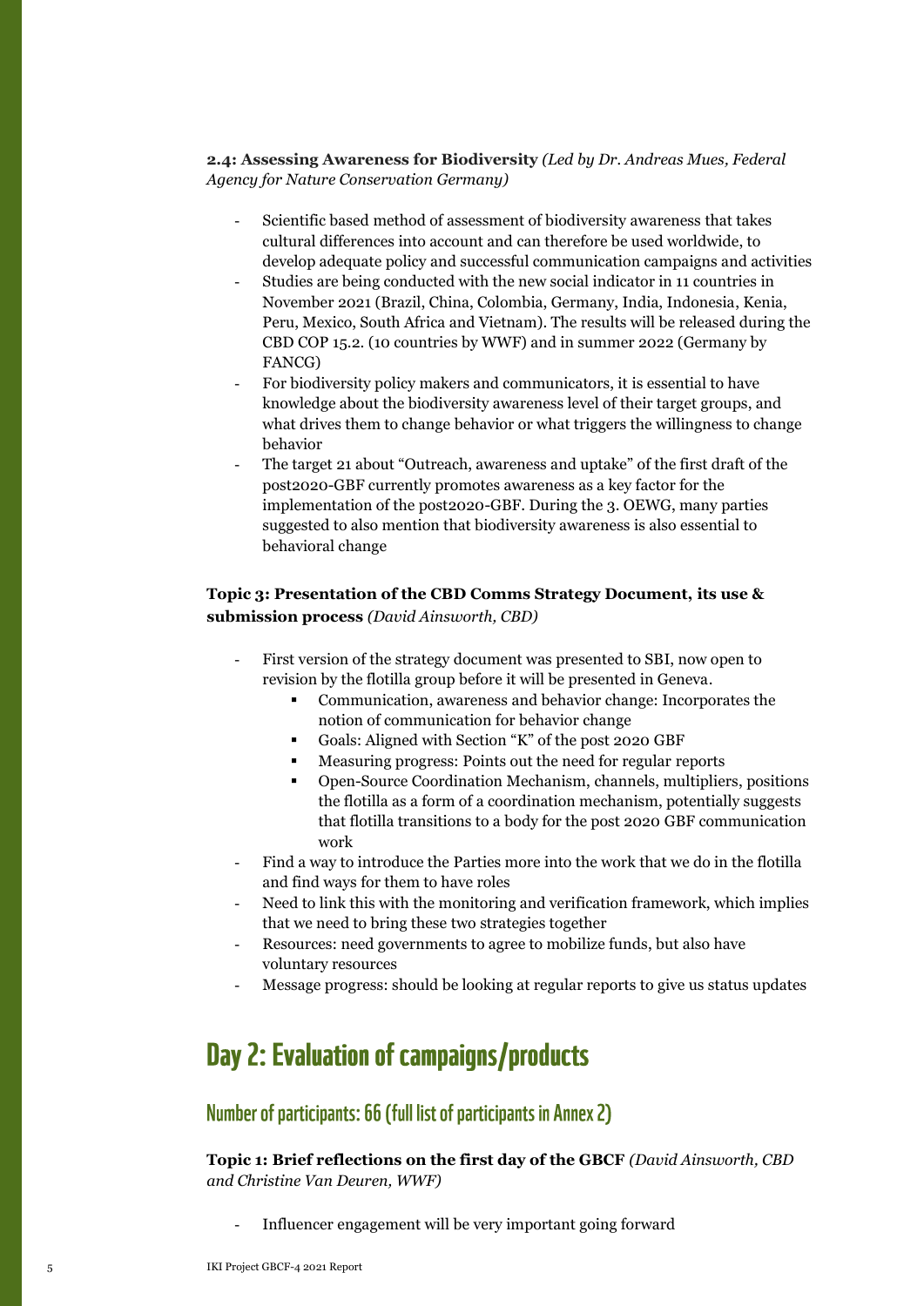**2.4: Assessing Awareness for Biodiversity** *(Led by Dr. Andreas Mues, Federal Agency for Nature Conservation Germany)*

- Scientific based method of assessment of biodiversity awareness that takes cultural differences into account and can therefore be used worldwide, to develop adequate policy and successful communication campaigns and activities
- Studies are being conducted with the new social indicator in 11 countries in November 2021 (Brazil, China, Colombia, Germany, India, Indonesia, Kenia, Peru, Mexico, South Africa and Vietnam). The results will be released during the CBD COP 15.2. (10 countries by WWF) and in summer 2022 (Germany by FANCG)
- For biodiversity policy makers and communicators, it is essential to have knowledge about the biodiversity awareness level of their target groups, and what drives them to change behavior or what triggers the willingness to change behavior
- The target 21 about "Outreach, awareness and uptake" of the first draft of the post2020-GBF currently promotes awareness as a key factor for the implementation of the post2020-GBF. During the 3. OEWG, many parties suggested to also mention that biodiversity awareness is also essential to behavioral change

**Topic 3: Presentation of the CBD Comms Strategy Document, its use & submission process** *(David Ainsworth, CBD)*

- First version of the strategy document was presented to SBI, now open to revision by the flotilla group before it will be presented in Geneva.
    - Communication, awareness and behavior change: Incorporates the notion of communication for behavior change
    - Goals: Aligned with Section "K" of the post 2020 GBF
    - Measuring progress: Points out the need for regular reports
    - Open-Source Coordination Mechanism, channels, multipliers, positions the flotilla as a form of a coordination mechanism, potentially suggests that flotilla transitions to a body for the post 2020 GBF communication work
- Find a way to introduce the Parties more into the work that we do in the flotilla and find ways for them to have roles
- Need to link this with the monitoring and verification framework, which implies that we need to bring these two strategies together
- Resources: need governments to agree to mobilize funds, but also have voluntary resources
- Message progress: should be looking at regular reports to give us status updates

# Day 2: Evaluation of campaigns/products

## Number of participants: 66 (full list of participants in Annex 2)

**Topic 1: Brief reflections on the first day of the GBCF** *(David Ainsworth, CBD and Christine Van Deuren, WWF)*

- Influencer engagement will be very important going forward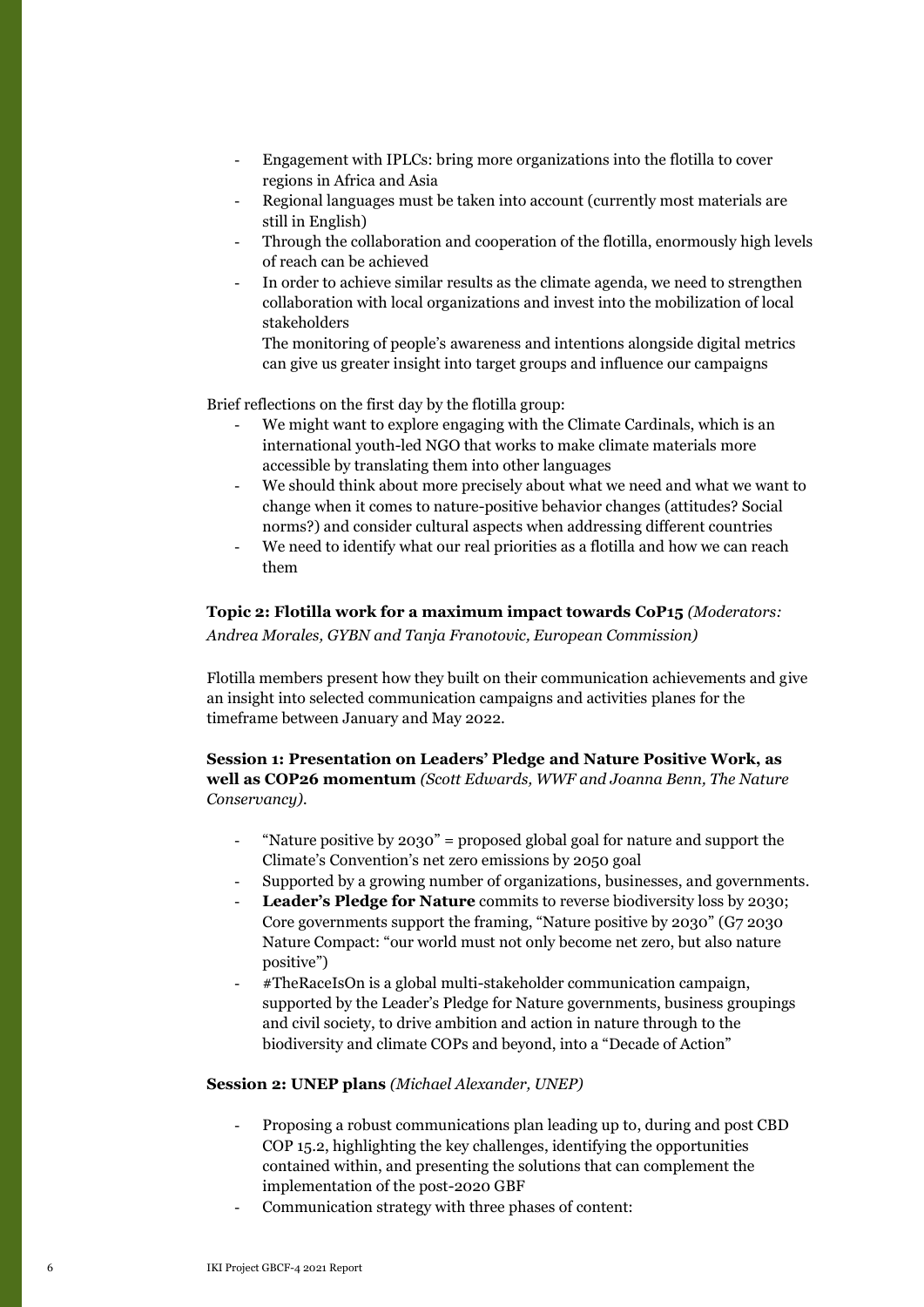- Engagement with IPLCs: bring more organizations into the flotilla to cover regions in Africa and Asia
- Regional languages must be taken into account (currently most materials are still in English)
- Through the collaboration and cooperation of the flotilla, enormously high levels of reach can be achieved
- In order to achieve similar results as the climate agenda, we need to strengthen collaboration with local organizations and invest into the mobilization of local stakeholders

  The monitoring of people's awareness and intentions alongside digital metrics can give us greater insight into target groups and influence our campaigns

Brief reflections on the first day by the flotilla group:

- We might want to explore engaging with the Climate Cardinals, which is an international youth-led NGO that works to make climate materials more accessible by translating them into other languages
- We should think about more precisely about what we need and what we want to change when it comes to nature-positive behavior changes (attitudes? Social norms?) and consider cultural aspects when addressing different countries
- We need to identify what our real priorities as a flotilla and how we can reach them

**Topic 2: Flotilla work for a maximum impact towards CoP15** *(Moderators: Andrea Morales, GYBN and Tanja Franotovic, European Commission)*

Flotilla members present how they built on their communication achievements and give an insight into selected communication campaigns and activities planes for the timeframe between January and May 2022.

**Session 1: Presentation on Leaders' Pledge and Nature Positive Work, as well as COP26 momentum** *(Scott Edwards, WWF and Joanna Benn, The Nature Conservancy).*

- "Nature positive by 2030" = proposed global goal for nature and support the Climate's Convention's net zero emissions by 2050 goal
- Supported by a growing number of organizations, businesses, and governments.
- **Leader's Pledge for Nature** commits to reverse biodiversity loss by 2030; Core governments support the framing, "Nature positive by 2030" (G7 2030 Nature Compact: "our world must not only become net zero, but also nature positive")
- #TheRaceIsOn is a global multi-stakeholder communication campaign, supported by the Leader's Pledge for Nature governments, business groupings and civil society, to drive ambition and action in nature through to the biodiversity and climate COPs and beyond, into a "Decade of Action"

**Session 2: UNEP plans** *(Michael Alexander, UNEP)*

- Proposing a robust communications plan leading up to, during and post CBD COP 15.2, highlighting the key challenges, identifying the opportunities contained within, and presenting the solutions that can complement the implementation of the post-2020 GBF
- Communication strategy with three phases of content: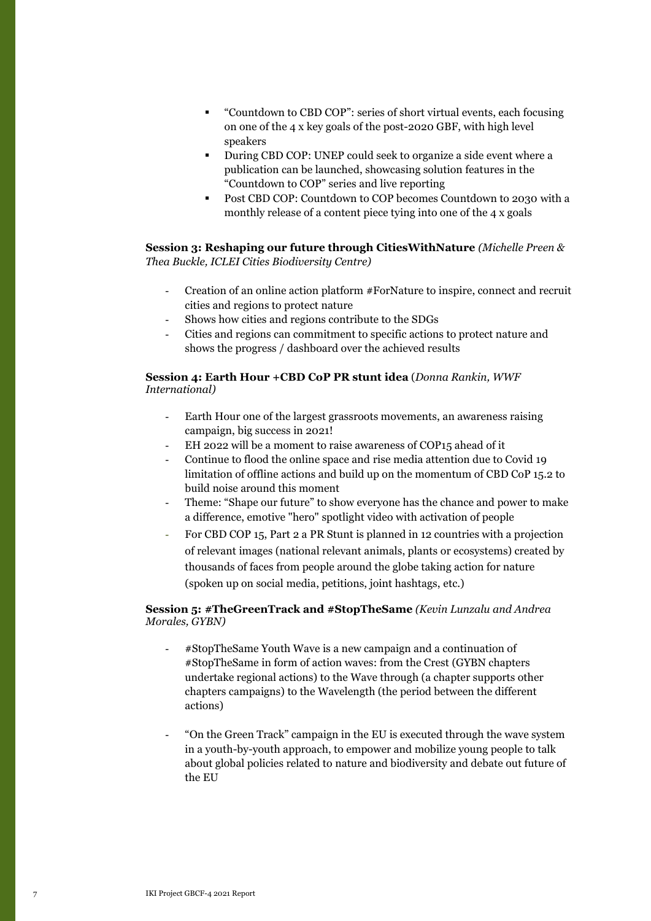- "Countdown to CBD COP": series of short virtual events, each focusing on one of the 4 x key goals of the post-2020 GBF, with high level speakers
- During CBD COP: UNEP could seek to organize a side event where a publication can be launched, showcasing solution features in the "Countdown to COP" series and live reporting
- Post CBD COP: Countdown to COP becomes Countdown to 2030 with a monthly release of a content piece tying into one of the 4 x goals

**Session 3: Reshaping our future through CitiesWithNature** *(Michelle Preen & Thea Buckle, ICLEI Cities Biodiversity Centre)*

- Creation of an online action platform #ForNature to inspire, connect and recruit cities and regions to protect nature
- Shows how cities and regions contribute to the SDGs
- Cities and regions can commitment to specific actions to protect nature and shows the progress / dashboard over the achieved results

**Session 4: Earth Hour +CBD CoP PR stunt idea** (*Donna Rankin, WWF International)*

- Earth Hour one of the largest grassroots movements, an awareness raising campaign, big success in 2021!
- EH 2022 will be a moment to raise awareness of COP15 ahead of it
- Continue to flood the online space and rise media attention due to Covid 19 limitation of offline actions and build up on the momentum of CBD CoP 15.2 to build noise around this moment
- Theme: "Shape our future" to show everyone has the chance and power to make a difference, emotive "hero" spotlight video with activation of people
- For CBD COP 15, Part 2 a PR Stunt is planned in 12 countries with a projection of relevant images (national relevant animals, plants or ecosystems) created by thousands of faces from people around the globe taking action for nature (spoken up on social media, petitions, joint hashtags, etc.)

**Session 5: #TheGreenTrack and #StopTheSame** *(Kevin Lunzalu and Andrea Morales, GYBN)*

- #StopTheSame Youth Wave is a new campaign and a continuation of #StopTheSame in form of action waves: from the Crest (GYBN chapters undertake regional actions) to the Wave through (a chapter supports other chapters campaigns) to the Wavelength (the period between the different actions)
- "On the Green Track" campaign in the EU is executed through the wave system in a youth-by-youth approach, to empower and mobilize young people to talk about global policies related to nature and biodiversity and debate out future of the EU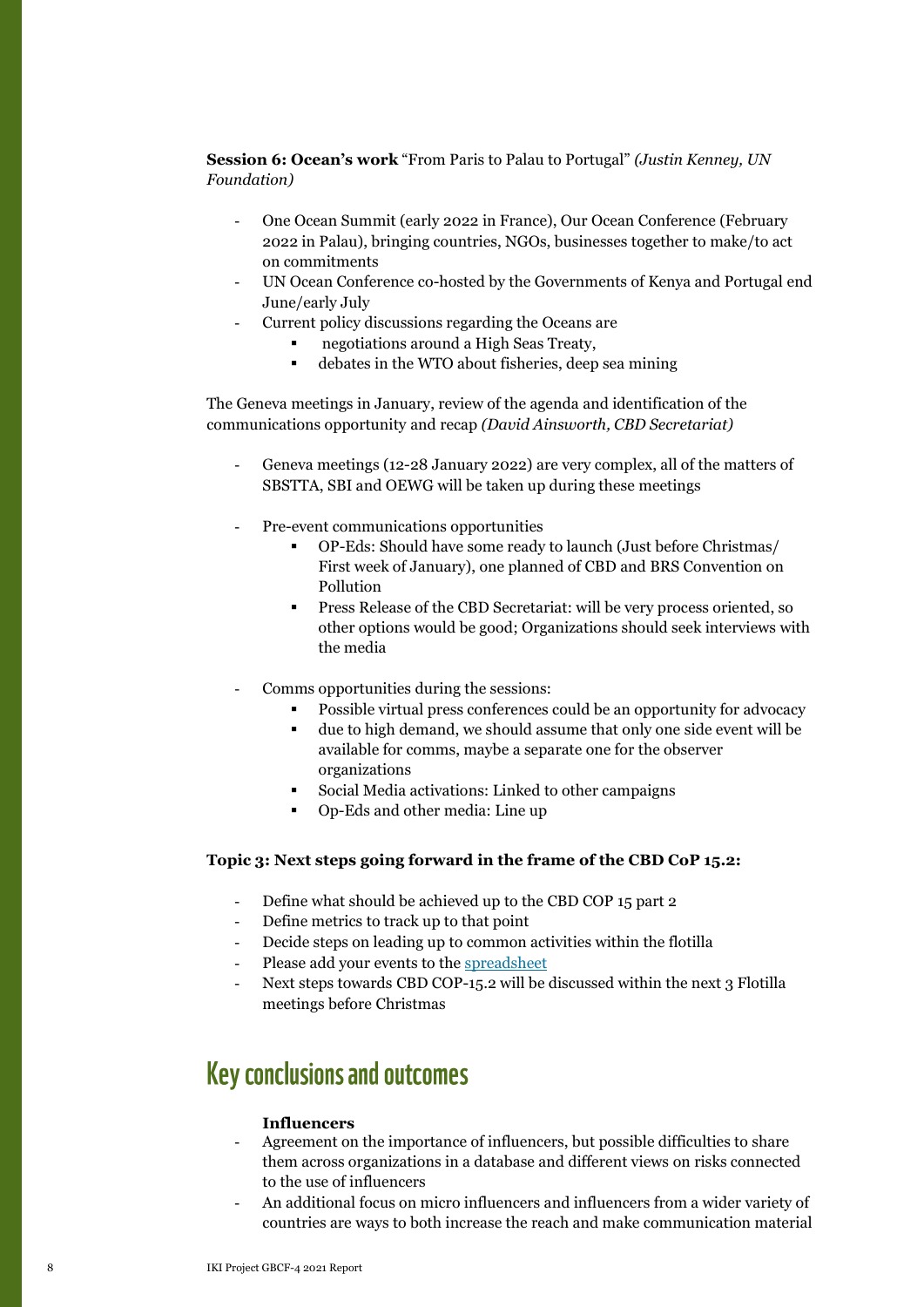**Session 6: Ocean's work** "From Paris to Palau to Portugal" *(Justin Kenney, UN Foundation)*

- One Ocean Summit (early 2022 in France), Our Ocean Conference (February 2022 in Palau), bringing countries, NGOs, businesses together to make/to act on commitments
- UN Ocean Conference co-hosted by the Governments of Kenya and Portugal end June/early July
- Current policy discussions regarding the Oceans are
  - negotiations around a High Seas Treaty,
  - debates in the WTO about fisheries, deep sea mining

The Geneva meetings in January, review of the agenda and identification of the communications opportunity and recap *(David Ainsworth, CBD Secretariat)*

- Geneva meetings (12-28 January 2022) are very complex, all of the matters of SBSTTA, SBI and OEWG will be taken up during these meetings
- Pre-event communications opportunities
  - OP-Eds: Should have some ready to launch (Just before Christmas/ First week of January), one planned of CBD and BRS Convention on Pollution
  - Press Release of the CBD Secretariat: will be very process oriented, so other options would be good; Organizations should seek interviews with the media
- Comms opportunities during the sessions:
  - Possible virtual press conferences could be an opportunity for advocacy
  - due to high demand, we should assume that only one side event will be available for comms, maybe a separate one for the observer organizations
  - Social Media activations: Linked to other campaigns
  - Op-Eds and other media: Line up

**Topic 3: Next steps going forward in the frame of the CBD CoP 15.2:**

- Define what should be achieved up to the CBD COP 15 part 2
- Define metrics to track up to that point
- Decide steps on leading up to common activities within the flotilla
- Please add your events to the spreadsheet
- Next steps towards CBD COP-15.2 will be discussed within the next 3 Flotilla meetings before Christmas

## Key conclusions and outcomes

**Influencers**

- Agreement on the importance of influencers, but possible difficulties to share them across organizations in a database and different views on risks connected to the use of influencers
- An additional focus on micro influencers and influencers from a wider variety of countries are ways to both increase the reach and make communication material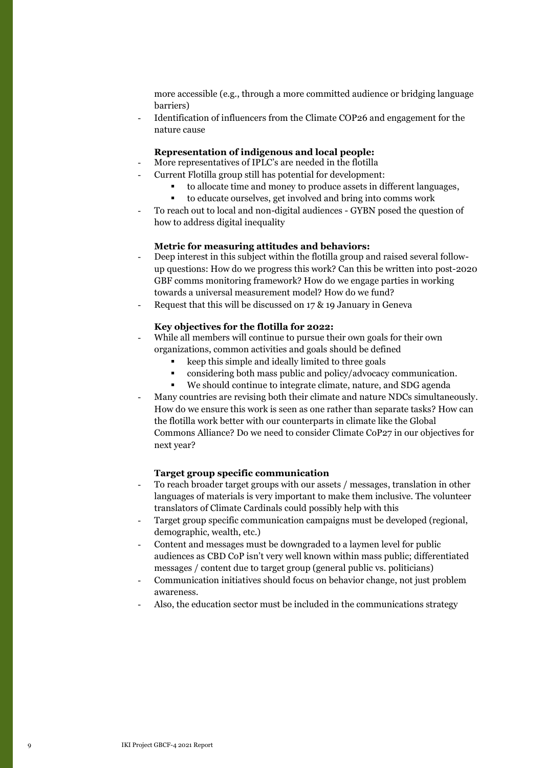more accessible (e.g., through a more committed audience or bridging language barriers)

- Identification of influencers from the Climate COP26 and engagement for the nature cause

**Representation of indigenous and local people:**

- More representatives of IPLC's are needed in the flotilla
- Current Flotilla group still has potential for development:
  - to allocate time and money to produce assets in different languages,
  - to educate ourselves, get involved and bring into comms work
- To reach out to local and non-digital audiences - GYBN posed the question of how to address digital inequality

**Metric for measuring attitudes and behaviors:**

- Deep interest in this subject within the flotilla group and raised several follow-up questions: How do we progress this work? Can this be written into post-2020 GBF comms monitoring framework? How do we engage parties in working towards a universal measurement model? How do we fund?
- Request that this will be discussed on 17 & 19 January in Geneva

**Key objectives for the flotilla for 2022:**

- While all members will continue to pursue their own goals for their own organizations, common activities and goals should be defined
  - keep this simple and ideally limited to three goals
  - considering both mass public and policy/advocacy communication.
  - We should continue to integrate climate, nature, and SDG agenda
- Many countries are revising both their climate and nature NDCs simultaneously. How do we ensure this work is seen as one rather than separate tasks? How can the flotilla work better with our counterparts in climate like the Global Commons Alliance? Do we need to consider Climate CoP27 in our objectives for next year?

**Target group specific communication**

- To reach broader target groups with our assets / messages, translation in other languages of materials is very important to make them inclusive. The volunteer translators of Climate Cardinals could possibly help with this
- Target group specific communication campaigns must be developed (regional, demographic, wealth, etc.)
- Content and messages must be downgraded to a laymen level for public audiences as CBD CoP isn't very well known within mass public; differentiated messages / content due to target group (general public vs. politicians)
- Communication initiatives should focus on behavior change, not just problem awareness.
- Also, the education sector must be included in the communications strategy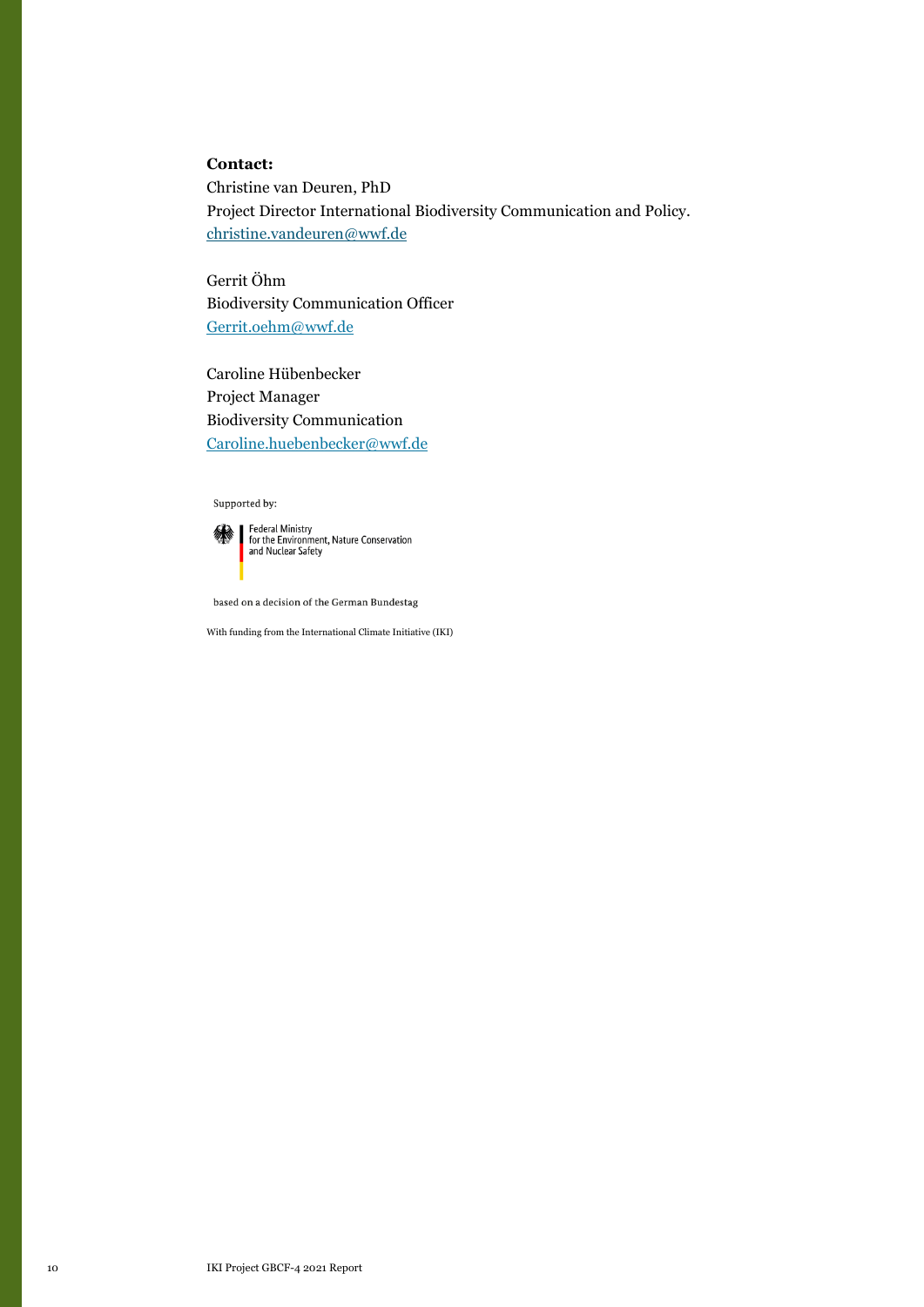**Contact:**

Christine van Deuren, PhD
Project Director International Biodiversity Communication and Policy.
christine.vandeuren@wwf.de

Gerrit Öhm
Biodiversity Communication Officer
Gerrit.oehm@wwf.de

Caroline Hübenbecker
Project Manager
Biodiversity Communication
Caroline.huebenbecker@wwf.de

Supported by:

Federal Ministry
for the Environment, Nature Conservation
and Nuclear Safety

based on a decision of the German Bundestag

With funding from the International Climate Initiative (IKI)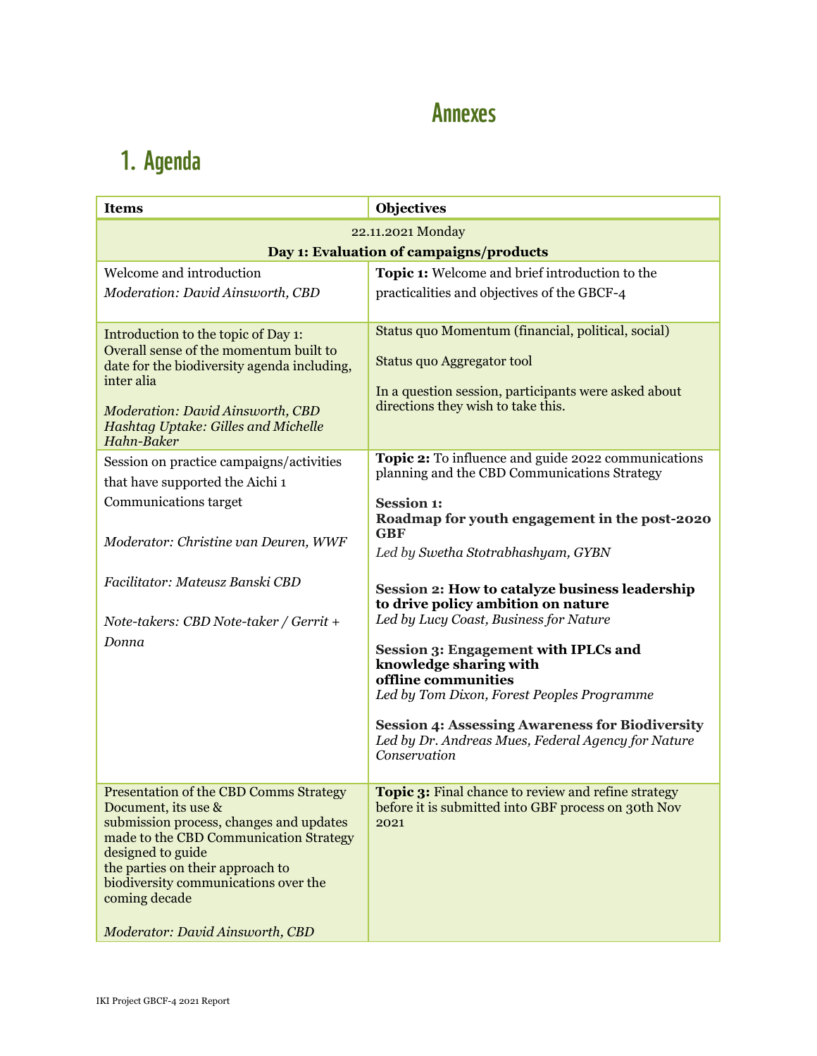# Annexes

## 1. Agenda

| Items | Objectives |
|---|---|
| 22.11.2021 Monday<br>**Day 1: Evaluation of campaigns/products** | |
| Welcome and introduction<br>*Moderation: David Ainsworth, CBD* | **Topic 1:** Welcome and brief introduction to the practicalities and objectives of the GBCF-4 |
| Introduction to the topic of Day 1: Overall sense of the momentum built to date for the biodiversity agenda including, inter alia<br><br>*Moderation: David Ainsworth, CBD*<br>*Hashtag Uptake: Gilles and Michelle Hahn-Baker* | Status quo Momentum (financial, political, social)<br><br>Status quo Aggregator tool<br><br>In a question session, participants were asked about directions they wish to take this. |
| Session on practice campaigns/activities that have supported the Aichi 1 Communications target<br><br>*Moderator: Christine van Deuren, WWF*<br><br>*Facilitator: Mateusz Banski CBD*<br><br>*Note-takers: CBD Note-taker / Gerrit + Donna* | **Topic 2:** To influence and guide 2022 communications planning and the CBD Communications Strategy<br><br>**Session 1:**<br>**Roadmap for youth engagement in the post-2020 GBF**<br>*Led by Swetha Stotrabhashyam, GYBN*<br><br>**Session 2: How to catalyze business leadership to drive policy ambition on nature**<br>*Led by Lucy Coast, Business for Nature*<br><br>**Session 3: Engagement with IPLCs and knowledge sharing with offline communities**<br>*Led by Tom Dixon, Forest Peoples Programme*<br><br>**Session 4: Assessing Awareness for Biodiversity**<br>*Led by Dr. Andreas Mues, Federal Agency for Nature Conservation* |
| Presentation of the CBD Comms Strategy Document, its use & submission process, changes and updates made to the CBD Communication Strategy designed to guide the parties on their approach to biodiversity communications over the coming decade<br><br>*Moderator: David Ainsworth, CBD* | **Topic 3:** Final chance to review and refine strategy before it is submitted into GBF process on 30th Nov 2021 |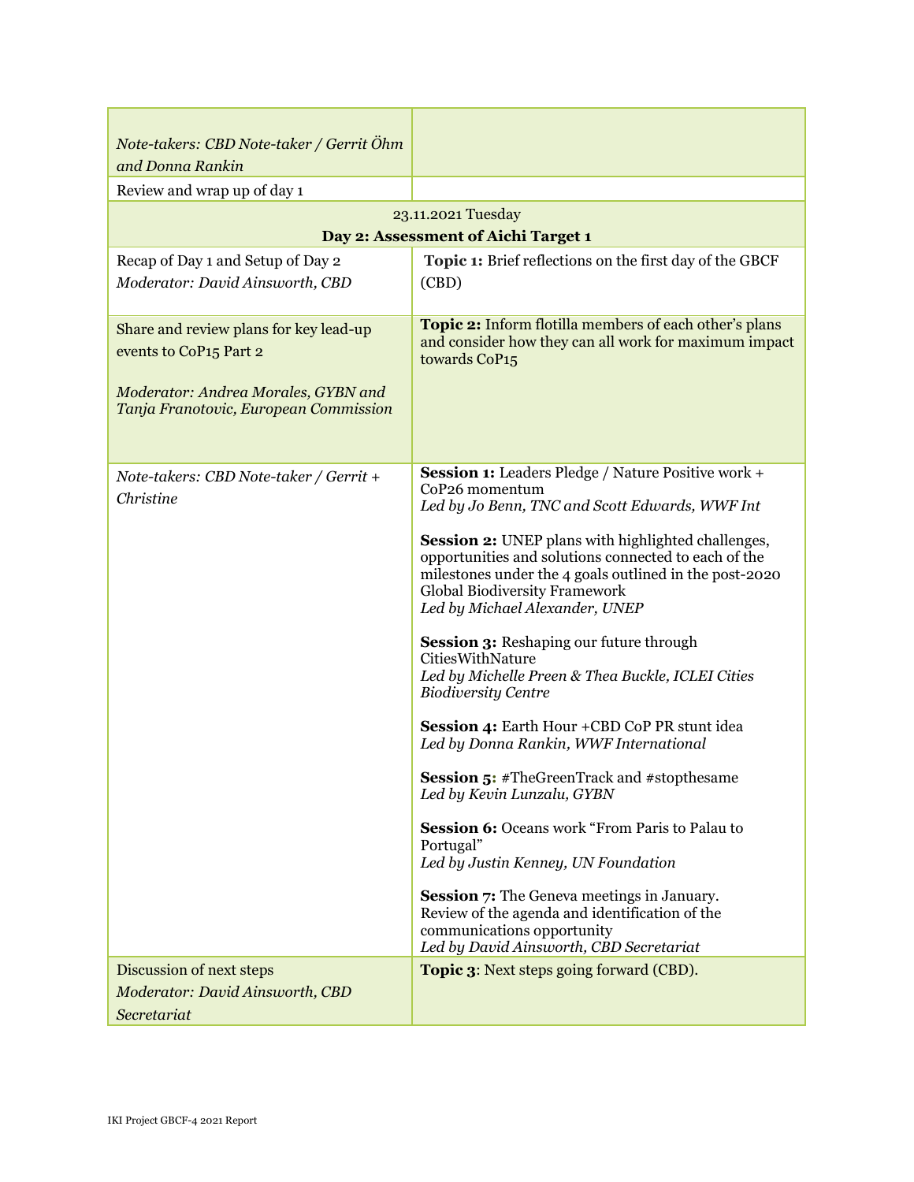| | |
|---|---|
| *Note-takers: CBD Note-taker / Gerrit Öhm and Donna Rankin* | |
| Review and wrap up of day 1 | |
| 23.11.2021 Tuesday<br>**Day 2: Assessment of Aichi Target 1** | |
| Recap of Day 1 and Setup of Day 2<br>*Moderator: David Ainsworth, CBD* | **Topic 1:** Brief reflections on the first day of the GBCF (CBD) |
| Share and review plans for key lead-up events to CoP15 Part 2<br><br>*Moderator: Andrea Morales, GYBN and Tanja Franotovic, European Commission* | **Topic 2:** Inform flotilla members of each other's plans and consider how they can all work for maximum impact towards CoP15 |
| *Note-takers: CBD Note-taker / Gerrit + Christine* | **Session 1:** Leaders Pledge / Nature Positive work + CoP26 momentum<br>*Led by Jo Benn, TNC and Scott Edwards, WWF Int*<br><br>**Session 2:** UNEP plans with highlighted challenges, opportunities and solutions connected to each of the milestones under the 4 goals outlined in the post-2020 Global Biodiversity Framework<br>*Led by Michael Alexander, UNEP*<br><br>**Session 3:** Reshaping our future through CitiesWithNature<br>*Led by Michelle Preen & Thea Buckle, ICLEI Cities Biodiversity Centre*<br><br>**Session 4:** Earth Hour +CBD CoP PR stunt idea<br>*Led by Donna Rankin, WWF International*<br><br>**Session 5:** #TheGreenTrack and #stopthesame<br>*Led by Kevin Lunzalu, GYBN*<br><br>**Session 6:** Oceans work "From Paris to Palau to Portugal"<br>*Led by Justin Kenney, UN Foundation*<br><br>**Session 7:** The Geneva meetings in January. Review of the agenda and identification of the communications opportunity<br>*Led by David Ainsworth, CBD Secretariat* |
| Discussion of next steps<br>*Moderator: David Ainsworth, CBD Secretariat* | **Topic 3**: Next steps going forward (CBD). |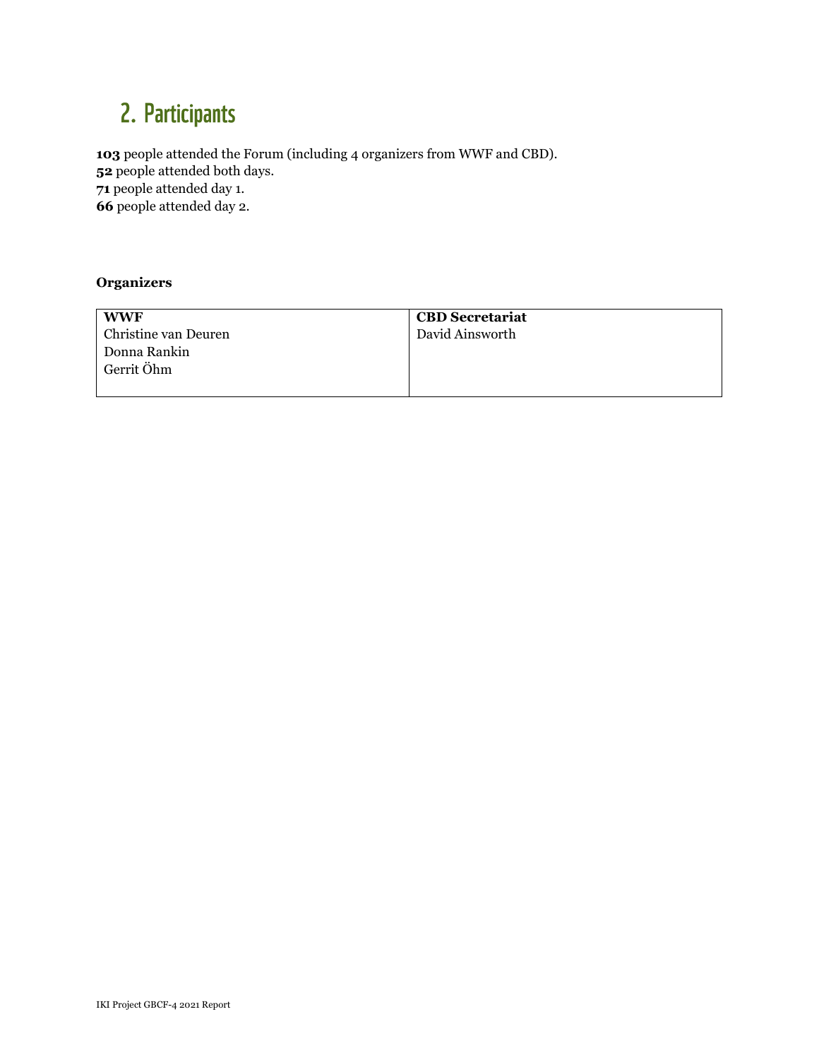# 2. Participants

**103** people attended the Forum (including 4 organizers from WWF and CBD).
**52** people attended both days.
**71** people attended day 1.
**66** people attended day 2.

**Organizers**

| **WWF** | **CBD Secretariat** |
| --- | --- |
| Christine van Deuren<br>Donna Rankin<br>Gerrit Öhm | David Ainsworth |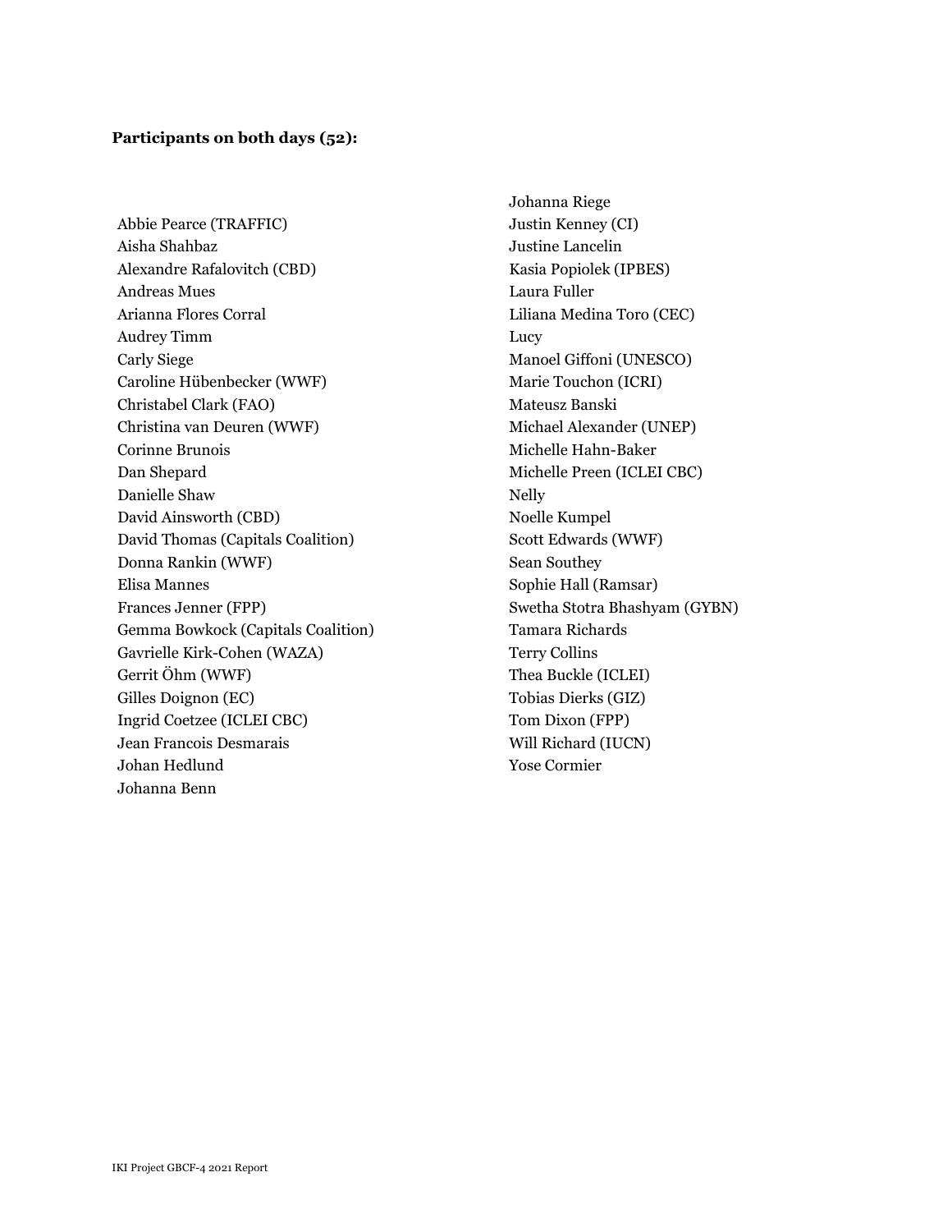**Participants on both days (52):**

Abbie Pearce (TRAFFIC)
Aisha Shahbaz
Alexandre Rafalovitch (CBD)
Andreas Mues
Arianna Flores Corral
Audrey Timm
Carly Siege
Caroline Hübenbecker (WWF)
Christabel Clark (FAO)
Christina van Deuren (WWF)
Corinne Brunois
Dan Shepard
Danielle Shaw
David Ainsworth (CBD)
David Thomas (Capitals Coalition)
Donna Rankin (WWF)
Elisa Mannes
Frances Jenner (FPP)
Gemma Bowkock (Capitals Coalition)
Gavrielle Kirk-Cohen (WAZA)
Gerrit Öhm (WWF)
Gilles Doignon (EC)
Ingrid Coetzee (ICLEI CBC)
Jean Francois Desmarais
Johan Hedlund
Johanna Benn
Johanna Riege
Justin Kenney (CI)
Justine Lancelin
Kasia Popiolek (IPBES)
Laura Fuller
Liliana Medina Toro (CEC)
Lucy
Manoel Giffoni (UNESCO)
Marie Touchon (ICRI)
Mateusz Banski
Michael Alexander (UNEP)
Michelle Hahn-Baker
Michelle Preen (ICLEI CBC)
Nelly
Noelle Kumpel
Scott Edwards (WWF)
Sean Southey
Sophie Hall (Ramsar)
Swetha Stotra Bhashyam (GYBN)
Tamara Richards
Terry Collins
Thea Buckle (ICLEI)
Tobias Dierks (GIZ)
Tom Dixon (FPP)
Will Richard (IUCN)
Yose Cormier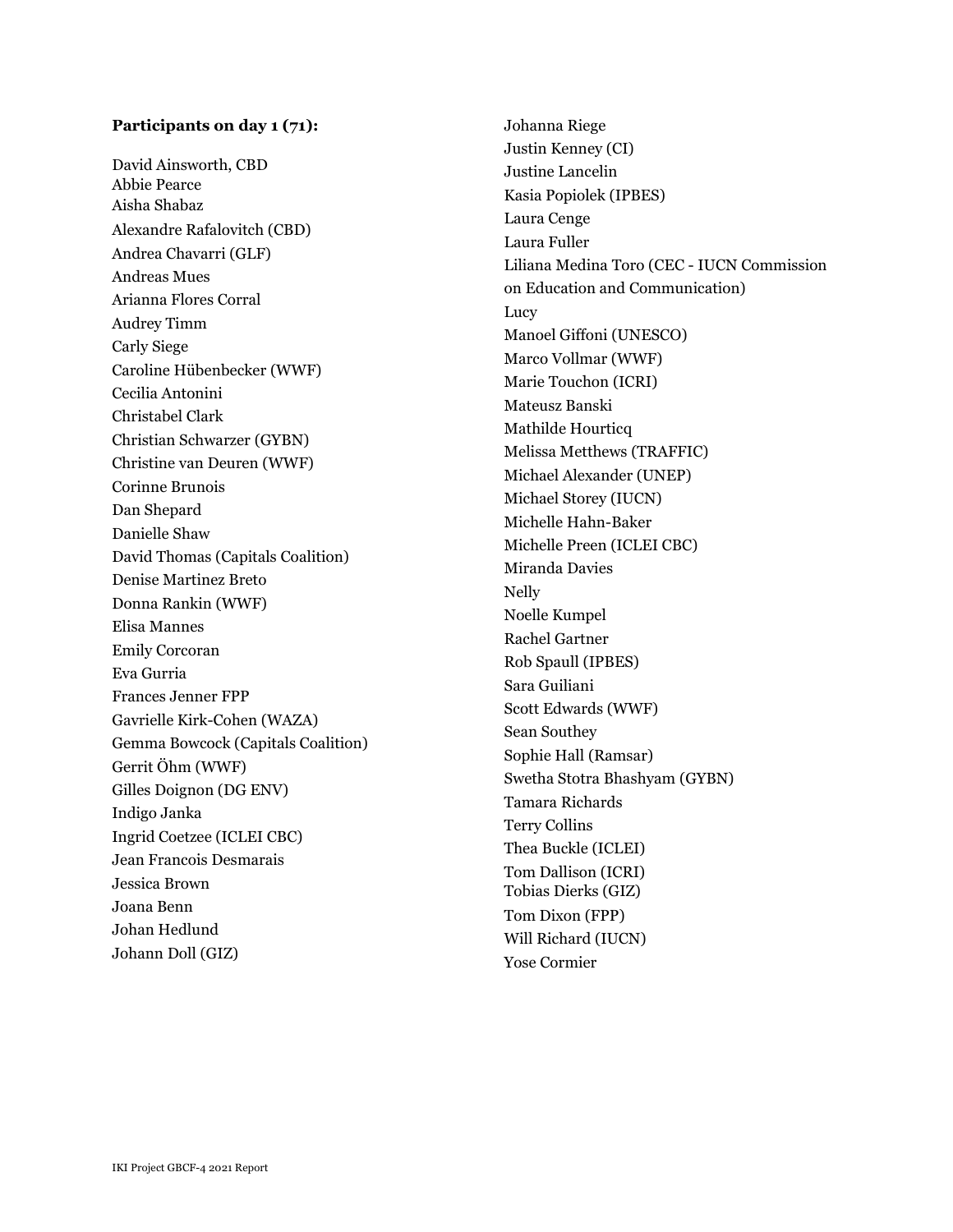**Participants on day 1 (71):**

David Ainsworth, CBD
Abbie Pearce
Aisha Shabaz
Alexandre Rafalovitch (CBD)
Andrea Chavarri (GLF)
Andreas Mues
Arianna Flores Corral
Audrey Timm
Carly Siege
Caroline Hübenbecker (WWF)
Cecilia Antonini
Christabel Clark
Christian Schwarzer (GYBN)
Christine van Deuren (WWF)
Corinne Brunois
Dan Shepard
Danielle Shaw
David Thomas (Capitals Coalition)
Denise Martinez Breto
Donna Rankin (WWF)
Elisa Mannes
Emily Corcoran
Eva Gurria
Frances Jenner FPP
Gavrielle Kirk-Cohen (WAZA)
Gemma Bowcock (Capitals Coalition)
Gerrit Öhm (WWF)
Gilles Doignon (DG ENV)
Indigo Janka
Ingrid Coetzee (ICLEI CBC)
Jean Francois Desmarais
Jessica Brown
Joana Benn
Johan Hedlund
Johann Doll (GIZ)
Johanna Riege
Justin Kenney (CI)
Justine Lancelin
Kasia Popiolek (IPBES)
Laura Cenge
Laura Fuller
Liliana Medina Toro (CEC - IUCN Commission on Education and Communication)
Lucy
Manoel Giffoni (UNESCO)
Marco Vollmar (WWF)
Marie Touchon (ICRI)
Mateusz Banski
Mathilde Hourticq
Melissa Metthews (TRAFFIC)
Michael Alexander (UNEP)
Michael Storey (IUCN)
Michelle Hahn-Baker
Michelle Preen (ICLEI CBC)
Miranda Davies
Nelly
Noelle Kumpel
Rachel Gartner
Rob Spaull (IPBES)
Sara Guiliani
Scott Edwards (WWF)
Sean Southey
Sophie Hall (Ramsar)
Swetha Stotra Bhashyam (GYBN)
Tamara Richards
Terry Collins
Thea Buckle (ICLEI)
Tom Dallison (ICRI)
Tobias Dierks (GIZ)
Tom Dixon (FPP)
Will Richard (IUCN)
Yose Cormier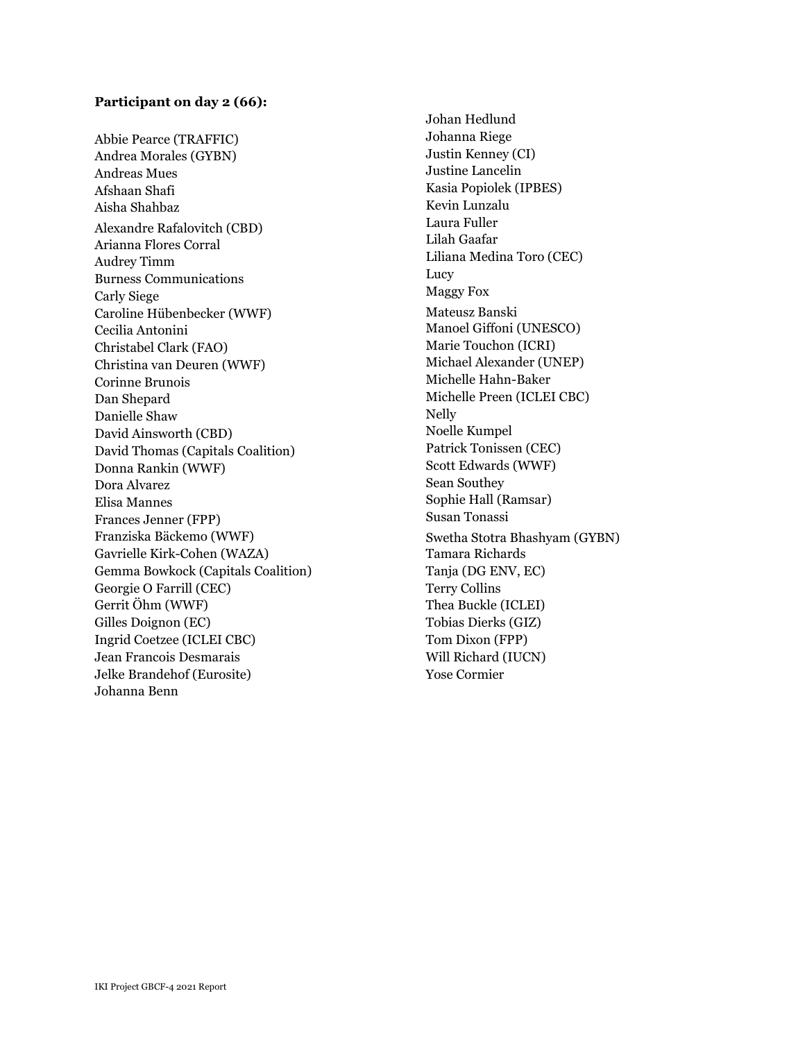**Participant on day 2 (66):**

Abbie Pearce (TRAFFIC)
Andrea Morales (GYBN)
Andreas Mues
Afshaan Shafi
Aisha Shahbaz
Alexandre Rafalovitch (CBD)
Arianna Flores Corral
Audrey Timm
Burness Communications
Carly Siege
Caroline Hübenbecker (WWF)
Cecilia Antonini
Christabel Clark (FAO)
Christina van Deuren (WWF)
Corinne Brunois
Dan Shepard
Danielle Shaw
David Ainsworth (CBD)
David Thomas (Capitals Coalition)
Donna Rankin (WWF)
Dora Alvarez
Elisa Mannes
Frances Jenner (FPP)
Franziska Bäckemo (WWF)
Gavrielle Kirk-Cohen (WAZA)
Gemma Bowkock (Capitals Coalition)
Georgie O Farrill (CEC)
Gerrit Öhm (WWF)
Gilles Doignon (EC)
Ingrid Coetzee (ICLEI CBC)
Jean Francois Desmarais
Jelke Brandehof (Eurosite)
Johanna Benn
Johan Hedlund
Johanna Riege
Justin Kenney (CI)
Justine Lancelin
Kasia Popiolek (IPBES)
Kevin Lunzalu
Laura Fuller
Lilah Gaafar
Liliana Medina Toro (CEC)
Lucy
Maggy Fox
Mateusz Banski
Manoel Giffoni (UNESCO)
Marie Touchon (ICRI)
Michael Alexander (UNEP)
Michelle Hahn-Baker
Michelle Preen (ICLEI CBC)
Nelly
Noelle Kumpel
Patrick Tonissen (CEC)
Scott Edwards (WWF)
Sean Southey
Sophie Hall (Ramsar)
Susan Tonassi
Swetha Stotra Bhashyam (GYBN)
Tamara Richards
Tanja (DG ENV, EC)
Terry Collins
Thea Buckle (ICLEI)
Tobias Dierks (GIZ)
Tom Dixon (FPP)
Will Richard (IUCN)
Yose Cormier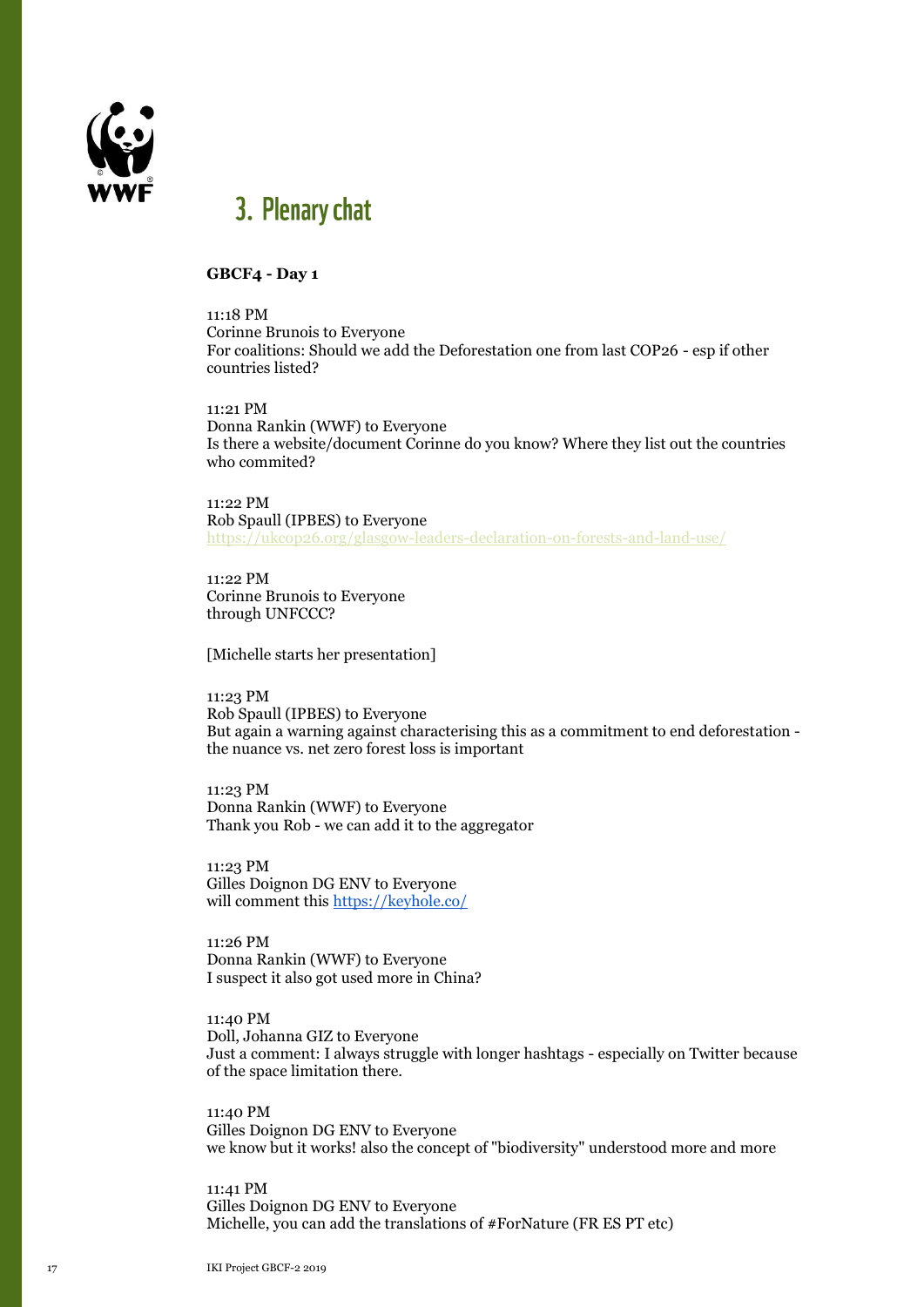## 3. Plenary chat

**GBCF4 - Day 1**

11:18 PM
Corinne Brunois to Everyone
For coalitions: Should we add the Deforestation one from last COP26 - esp if other countries listed?

11:21 PM
Donna Rankin (WWF) to Everyone
Is there a website/document Corinne do you know? Where they list out the countries who commited?

11:22 PM
Rob Spaull (IPBES) to Everyone
https://ukcop26.org/glasgow-leaders-declaration-on-forests-and-land-use/

11:22 PM
Corinne Brunois to Everyone
through UNFCCC?

[Michelle starts her presentation]

11:23 PM
Rob Spaull (IPBES) to Everyone
But again a warning against characterising this as a commitment to end deforestation - the nuance vs. net zero forest loss is important

11:23 PM
Donna Rankin (WWF) to Everyone
Thank you Rob - we can add it to the aggregator

11:23 PM
Gilles Doignon DG ENV to Everyone
will comment this https://keyhole.co/

11:26 PM
Donna Rankin (WWF) to Everyone
I suspect it also got used more in China?

11:40 PM
Doll, Johanna GIZ to Everyone
Just a comment: I always struggle with longer hashtags - especially on Twitter because of the space limitation there.

11:40 PM
Gilles Doignon DG ENV to Everyone
we know but it works! also the concept of "biodiversity" understood more and more

11:41 PM
Gilles Doignon DG ENV to Everyone
Michelle, you can add the translations of #ForNature (FR ES PT etc)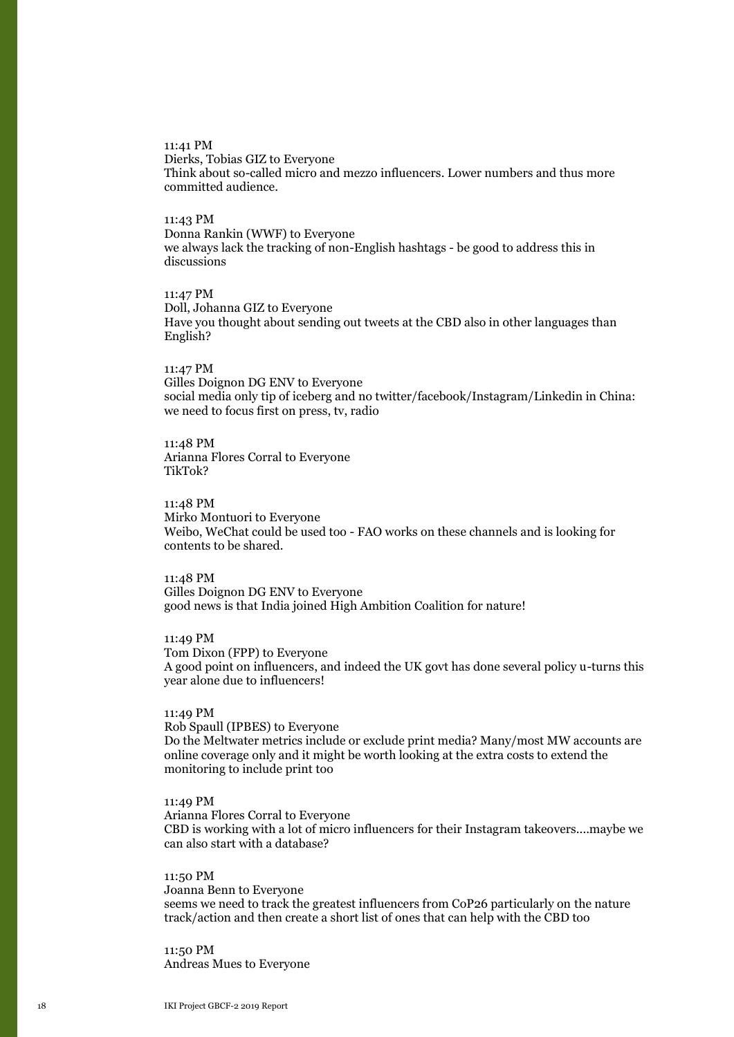11:41 PM
Dierks, Tobias GIZ to Everyone
Think about so-called micro and mezzo influencers. Lower numbers and thus more committed audience.

11:43 PM
Donna Rankin (WWF) to Everyone
we always lack the tracking of non-English hashtags - be good to address this in discussions

11:47 PM
Doll, Johanna GIZ to Everyone
Have you thought about sending out tweets at the CBD also in other languages than English?

11:47 PM
Gilles Doignon DG ENV to Everyone
social media only tip of iceberg and no twitter/facebook/Instagram/Linkedin in China: we need to focus first on press, tv, radio

11:48 PM
Arianna Flores Corral to Everyone
TikTok?

11:48 PM
Mirko Montuori to Everyone
Weibo, WeChat could be used too - FAO works on these channels and is looking for contents to be shared.

11:48 PM
Gilles Doignon DG ENV to Everyone
good news is that India joined High Ambition Coalition for nature!

11:49 PM
Tom Dixon (FPP) to Everyone
A good point on influencers, and indeed the UK govt has done several policy u-turns this year alone due to influencers!

11:49 PM
Rob Spaull (IPBES) to Everyone
Do the Meltwater metrics include or exclude print media? Many/most MW accounts are online coverage only and it might be worth looking at the extra costs to extend the monitoring to include print too

11:49 PM
Arianna Flores Corral to Everyone
CBD is working with a lot of micro influencers for their Instagram takeovers....maybe we can also start with a database?

11:50 PM
Joanna Benn to Everyone
seems we need to track the greatest influencers from CoP26 particularly on the nature track/action and then create a short list of ones that can help with the CBD too

11:50 PM
Andreas Mues to Everyone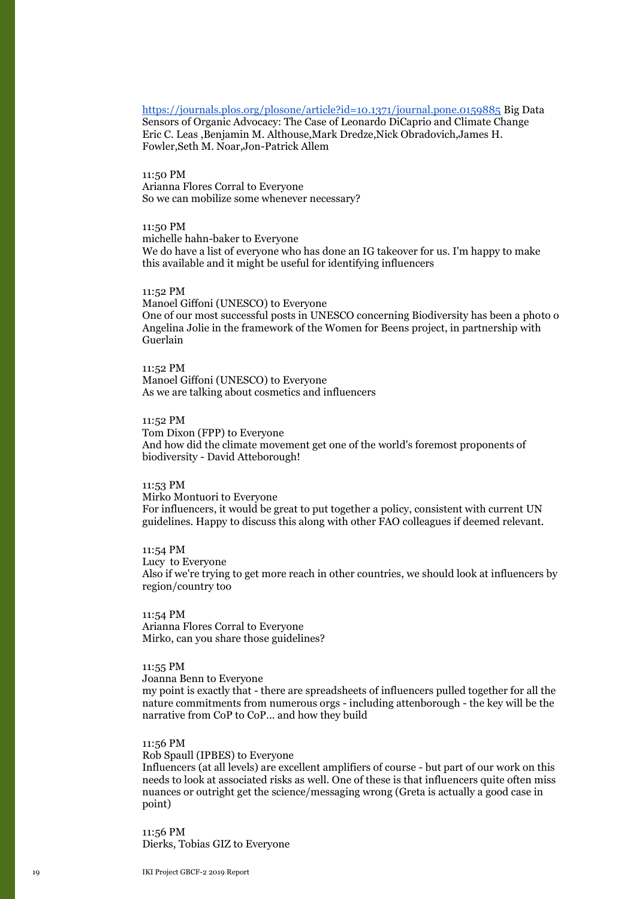https://journals.plos.org/plosone/article?id=10.1371/journal.pone.0159885 Big Data Sensors of Organic Advocacy: The Case of Leonardo DiCaprio and Climate Change Eric C. Leas ,Benjamin M. Althouse,Mark Dredze,Nick Obradovich,James H. Fowler,Seth M. Noar,Jon-Patrick Allem

11:50 PM
Arianna Flores Corral to Everyone
So we can mobilize some whenever necessary?

11:50 PM
michelle hahn-baker to Everyone
We do have a list of everyone who has done an IG takeover for us. I'm happy to make this available and it might be useful for identifying influencers

11:52 PM
Manoel Giffoni (UNESCO) to Everyone
One of our most successful posts in UNESCO concerning Biodiversity has been a photo o Angelina Jolie in the framework of the Women for Beens project, in partnership with Guerlain

11:52 PM
Manoel Giffoni (UNESCO) to Everyone
As we are talking about cosmetics and influencers

11:52 PM
Tom Dixon (FPP) to Everyone
And how did the climate movement get one of the world's foremost proponents of biodiversity - David Atteborough!

11:53 PM
Mirko Montuori to Everyone
For influencers, it would be great to put together a policy, consistent with current UN guidelines. Happy to discuss this along with other FAO colleagues if deemed relevant.

11:54 PM
Lucy to Everyone
Also if we're trying to get more reach in other countries, we should look at influencers by region/country too

11:54 PM
Arianna Flores Corral to Everyone
Mirko, can you share those guidelines?

11:55 PM
Joanna Benn to Everyone
my point is exactly that - there are spreadsheets of influencers pulled together for all the nature commitments from numerous orgs - including attenborough - the key will be the narrative from CoP to CoP... and how they build

11:56 PM
Rob Spaull (IPBES) to Everyone
Influencers (at all levels) are excellent amplifiers of course - but part of our work on this needs to look at associated risks as well. One of these is that influencers quite often miss nuances or outright get the science/messaging wrong (Greta is actually a good case in point)

11:56 PM
Dierks, Tobias GIZ to Everyone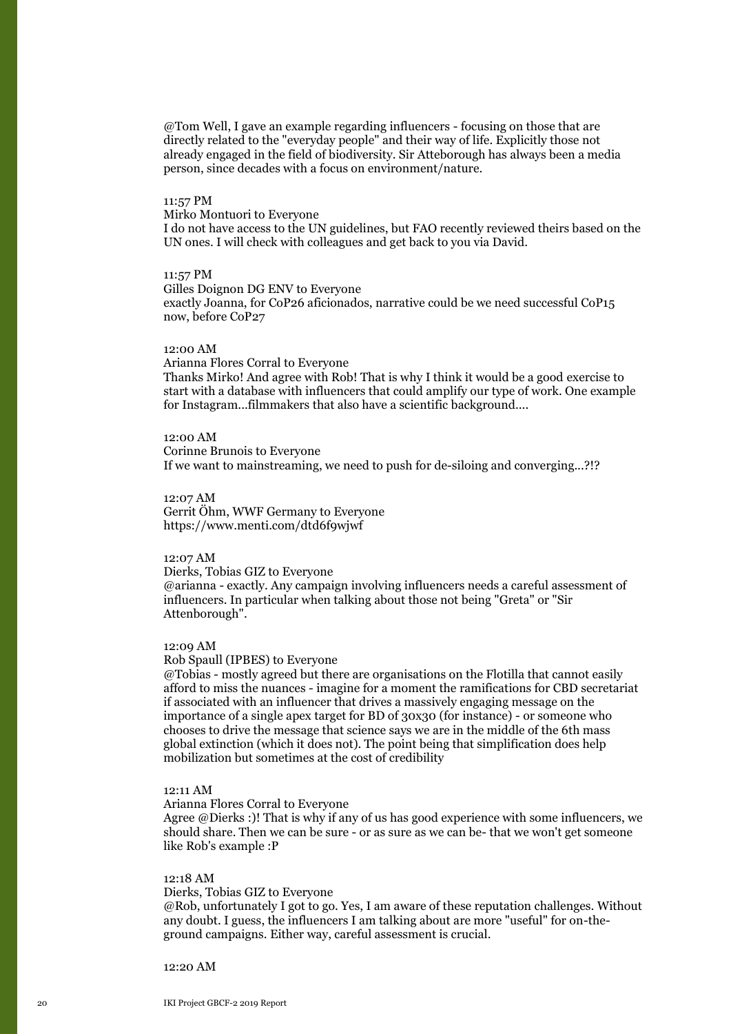@Tom Well, I gave an example regarding influencers - focusing on those that are directly related to the "everyday people" and their way of life. Explicitly those not already engaged in the field of biodiversity. Sir Atteborough has always been a media person, since decades with a focus on environment/nature.

11:57 PM
Mirko Montuori to Everyone
I do not have access to the UN guidelines, but FAO recently reviewed theirs based on the UN ones. I will check with colleagues and get back to you via David.

11:57 PM
Gilles Doignon DG ENV to Everyone
exactly Joanna, for CoP26 aficionados, narrative could be we need successful CoP15 now, before CoP27

12:00 AM
Arianna Flores Corral to Everyone
Thanks Mirko! And agree with Rob! That is why I think it would be a good exercise to start with a database with influencers that could amplify our type of work. One example for Instagram...filmmakers that also have a scientific background....

12:00 AM
Corinne Brunois to Everyone
If we want to mainstreaming, we need to push for de-siloing and converging...?!?

12:07 AM
Gerrit Öhm, WWF Germany to Everyone
https://www.menti.com/dtd6f9wjwf

12:07 AM
Dierks, Tobias GIZ to Everyone
@arianna - exactly. Any campaign involving influencers needs a careful assessment of influencers. In particular when talking about those not being "Greta" or "Sir Attenborough".

12:09 AM
Rob Spaull (IPBES) to Everyone
@Tobias - mostly agreed but there are organisations on the Flotilla that cannot easily afford to miss the nuances - imagine for a moment the ramifications for CBD secretariat if associated with an influencer that drives a massively engaging message on the importance of a single apex target for BD of 30x30 (for instance) - or someone who chooses to drive the message that science says we are in the middle of the 6th mass global extinction (which it does not). The point being that simplification does help mobilization but sometimes at the cost of credibility

12:11 AM
Arianna Flores Corral to Everyone
Agree @Dierks :)! That is why if any of us has good experience with some influencers, we should share. Then we can be sure - or as sure as we can be- that we won't get someone like Rob's example :P

12:18 AM
Dierks, Tobias GIZ to Everyone
@Rob, unfortunately I got to go. Yes, I am aware of these reputation challenges. Without any doubt. I guess, the influencers I am talking about are more "useful" for on-the-ground campaigns. Either way, careful assessment is crucial.

12:20 AM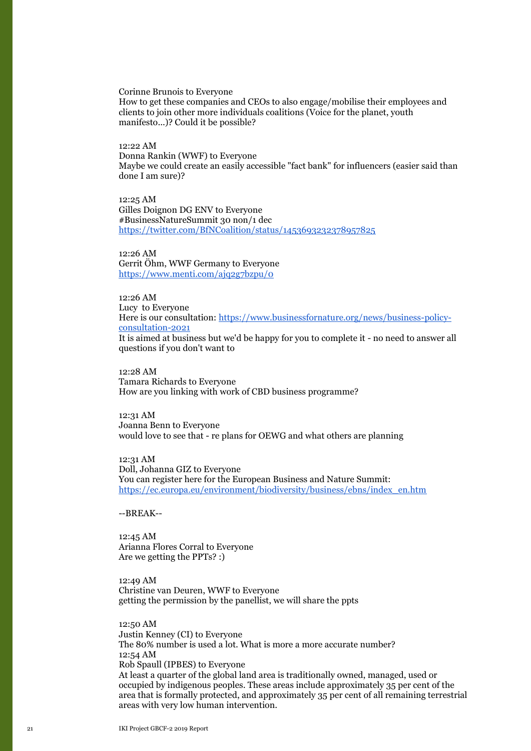Corinne Brunois to Everyone
How to get these companies and CEOs to also engage/mobilise their employees and clients to join other more individuals coalitions (Voice for the planet, youth manifesto...)? Could it be possible?

12:22 AM
Donna Rankin (WWF) to Everyone
Maybe we could create an easily accessible "fact bank" for influencers (easier said than done I am sure)?

12:25 AM
Gilles Doignon DG ENV to Everyone
#BusinessNatureSummit 30 non/1 dec
https://twitter.com/BfNCoalition/status/1453693232378957825

12:26 AM
Gerrit Öhm, WWF Germany to Everyone
https://www.menti.com/ajq2g7bzpu/0

12:26 AM
Lucy to Everyone
Here is our consultation: https://www.businessfornature.org/news/business-policy-consultation-2021
It is aimed at business but we'd be happy for you to complete it - no need to answer all questions if you don't want to

12:28 AM
Tamara Richards to Everyone
How are you linking with work of CBD business programme?

12:31 AM
Joanna Benn to Everyone
would love to see that - re plans for OEWG and what others are planning

12:31 AM
Doll, Johanna GIZ to Everyone
You can register here for the European Business and Nature Summit:
https://ec.europa.eu/environment/biodiversity/business/ebns/index_en.htm

--BREAK--

12:45 AM
Arianna Flores Corral to Everyone
Are we getting the PPTs? :)

12:49 AM
Christine van Deuren, WWF to Everyone
getting the permission by the panellist, we will share the ppts

12:50 AM
Justin Kenney (CI) to Everyone
The 80% number is used a lot. What is more a more accurate number?
12:54 AM
Rob Spaull (IPBES) to Everyone
At least a quarter of the global land area is traditionally owned, managed, used or occupied by indigenous peoples. These areas include approximately 35 per cent of the area that is formally protected, and approximately 35 per cent of all remaining terrestrial areas with very low human intervention.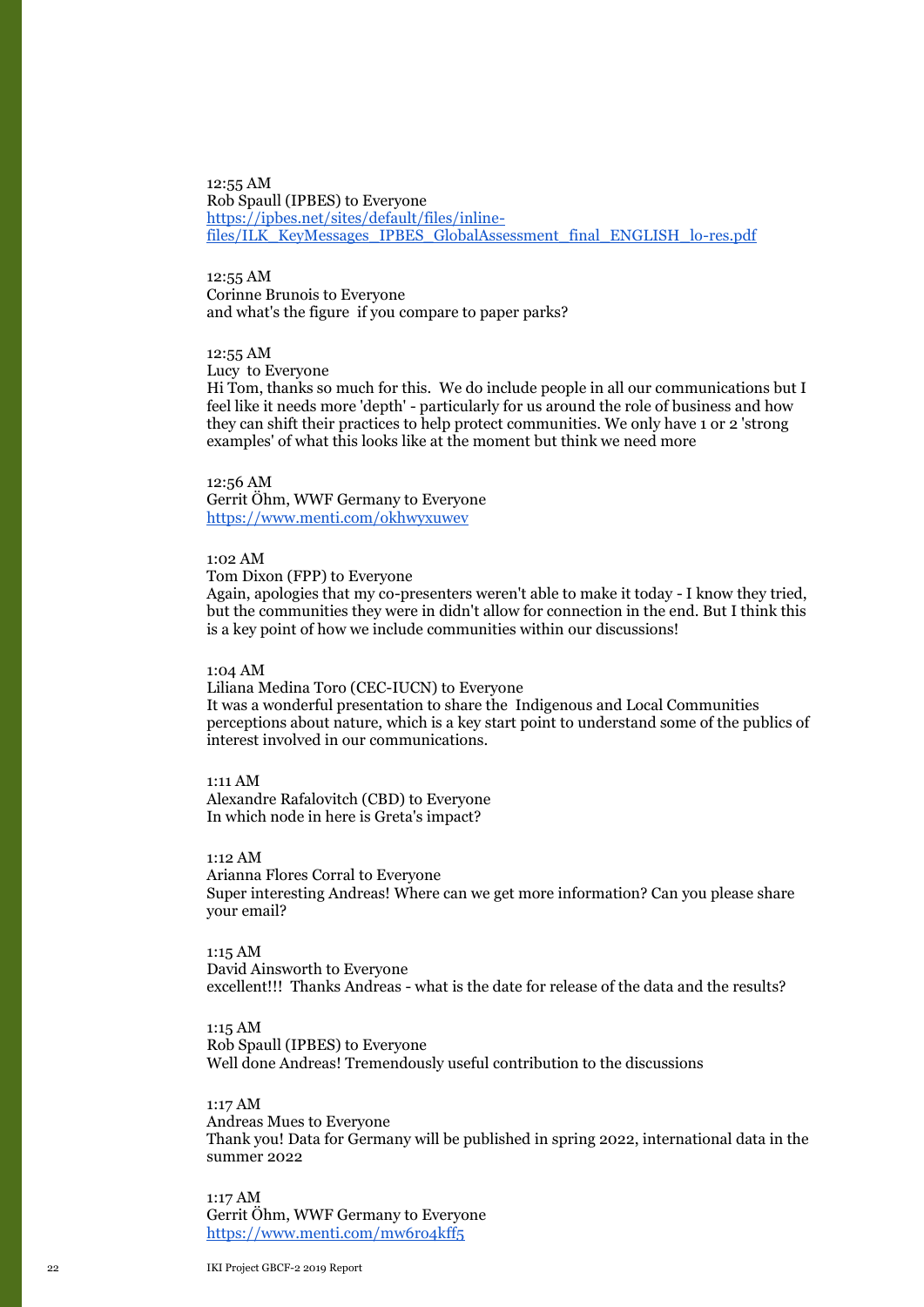12:55 AM
Rob Spaull (IPBES) to Everyone
https://ipbes.net/sites/default/files/inline-files/ILK_KeyMessages_IPBES_GlobalAssessment_final_ENGLISH_lo-res.pdf

12:55 AM
Corinne Brunois to Everyone
and what's the figure  if you compare to paper parks?

12:55 AM
Lucy  to Everyone
Hi Tom, thanks so much for this.  We do include people in all our communications but I feel like it needs more 'depth' - particularly for us around the role of business and how they can shift their practices to help protect communities. We only have 1 or 2 'strong examples' of what this looks like at the moment but think we need more

12:56 AM
Gerrit Öhm, WWF Germany to Everyone
https://www.menti.com/okhwyxuwev

1:02 AM
Tom Dixon (FPP) to Everyone
Again, apologies that my co-presenters weren't able to make it today - I know they tried, but the communities they were in didn't allow for connection in the end. But I think this is a key point of how we include communities within our discussions!

1:04 AM
Liliana Medina Toro (CEC-IUCN) to Everyone
It was a wonderful presentation to share the  Indigenous and Local Communities perceptions about nature, which is a key start point to understand some of the publics of interest involved in our communications.

1:11 AM
Alexandre Rafalovitch (CBD) to Everyone
In which node in here is Greta's impact?

1:12 AM
Arianna Flores Corral to Everyone
Super interesting Andreas! Where can we get more information? Can you please share your email?

1:15 AM
David Ainsworth to Everyone
excellent!!!  Thanks Andreas - what is the date for release of the data and the results?

1:15 AM
Rob Spaull (IPBES) to Everyone
Well done Andreas! Tremendously useful contribution to the discussions

1:17 AM
Andreas Mues to Everyone
Thank you! Data for Germany will be published in spring 2022, international data in the summer 2022

1:17 AM
Gerrit Öhm, WWF Germany to Everyone
https://www.menti.com/mw6ro4kff5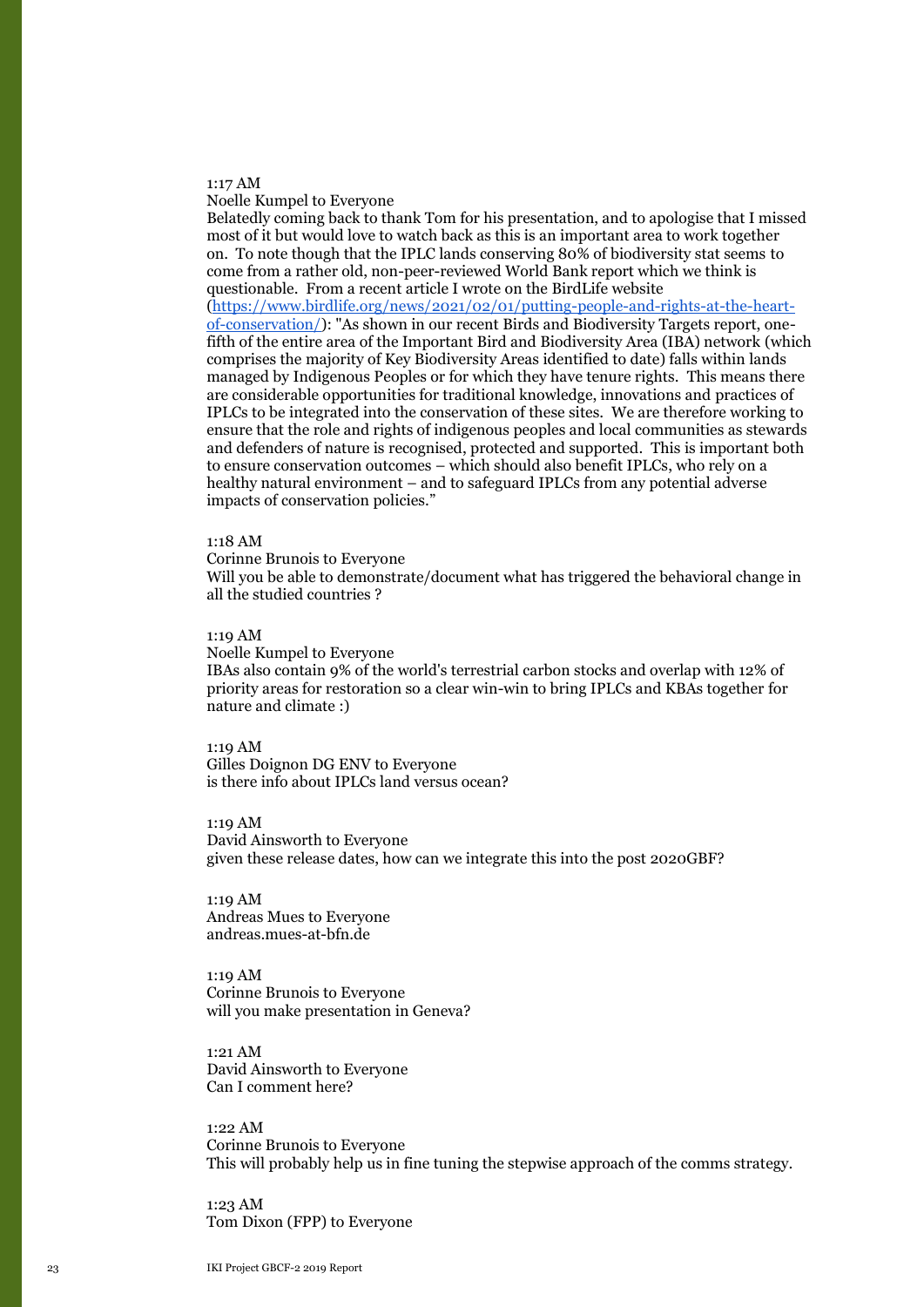1:17 AM
Noelle Kumpel to Everyone
Belatedly coming back to thank Tom for his presentation, and to apologise that I missed most of it but would love to watch back as this is an important area to work together on. To note though that the IPLC lands conserving 80% of biodiversity stat seems to come from a rather old, non-peer-reviewed World Bank report which we think is questionable. From a recent article I wrote on the BirdLife website (https://www.birdlife.org/news/2021/02/01/putting-people-and-rights-at-the-heart-of-conservation/): "As shown in our recent Birds and Biodiversity Targets report, one-fifth of the entire area of the Important Bird and Biodiversity Area (IBA) network (which comprises the majority of Key Biodiversity Areas identified to date) falls within lands managed by Indigenous Peoples or for which they have tenure rights. This means there are considerable opportunities for traditional knowledge, innovations and practices of IPLCs to be integrated into the conservation of these sites. We are therefore working to ensure that the role and rights of indigenous peoples and local communities as stewards and defenders of nature is recognised, protected and supported. This is important both to ensure conservation outcomes – which should also benefit IPLCs, who rely on a healthy natural environment – and to safeguard IPLCs from any potential adverse impacts of conservation policies."

1:18 AM
Corinne Brunois to Everyone
Will you be able to demonstrate/document what has triggered the behavioral change in all the studied countries ?

1:19 AM
Noelle Kumpel to Everyone
IBAs also contain 9% of the world's terrestrial carbon stocks and overlap with 12% of priority areas for restoration so a clear win-win to bring IPLCs and KBAs together for nature and climate :)

1:19 AM
Gilles Doignon DG ENV to Everyone
is there info about IPLCs land versus ocean?

1:19 AM
David Ainsworth to Everyone
given these release dates, how can we integrate this into the post 2020GBF?

1:19 AM
Andreas Mues to Everyone
andreas.mues-at-bfn.de

1:19 AM
Corinne Brunois to Everyone
will you make presentation in Geneva?

1:21 AM
David Ainsworth to Everyone
Can I comment here?

1:22 AM
Corinne Brunois to Everyone
This will probably help us in fine tuning the stepwise approach of the comms strategy.

1:23 AM
Tom Dixon (FPP) to Everyone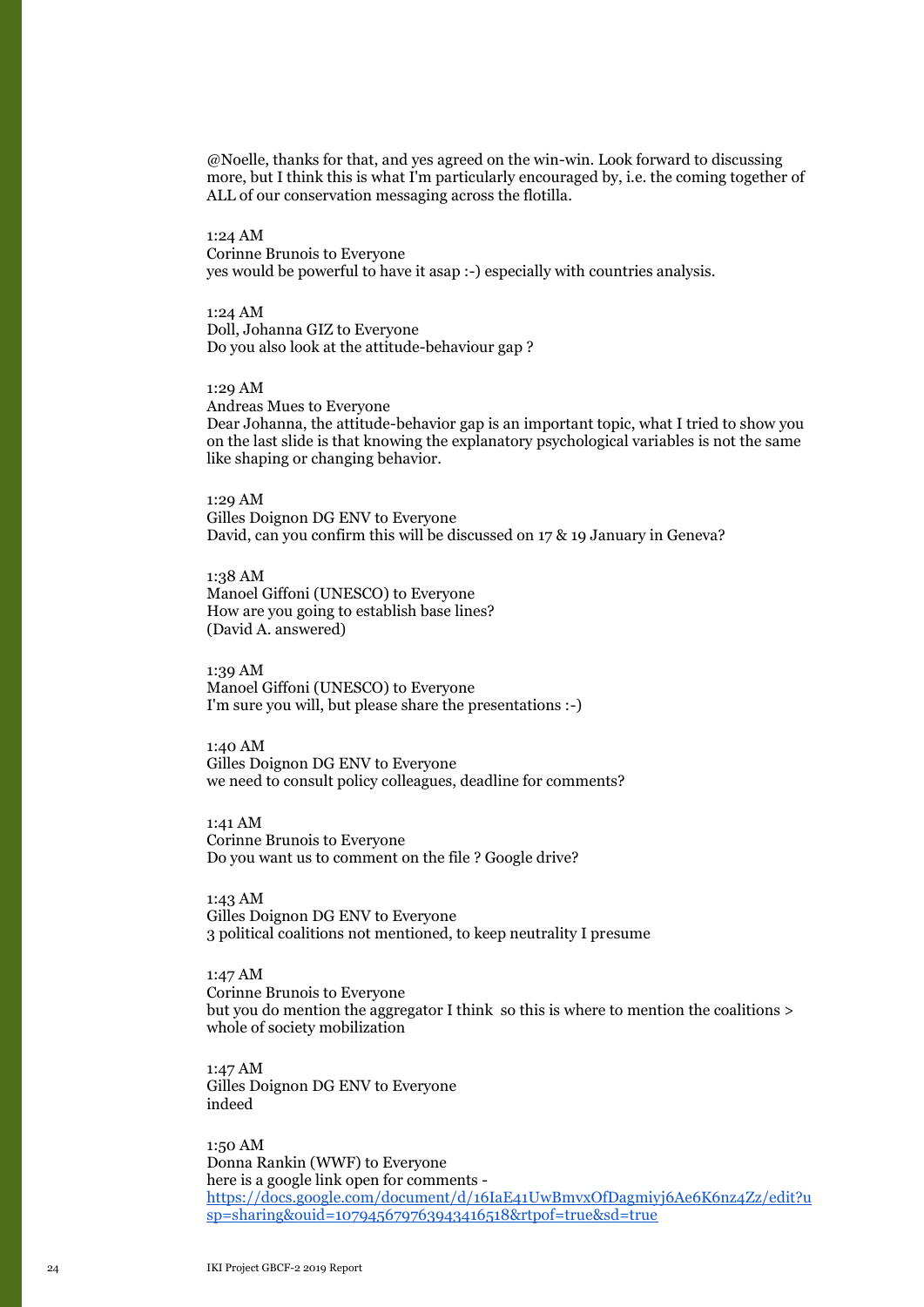@Noelle, thanks for that, and yes agreed on the win-win. Look forward to discussing more, but I think this is what I'm particularly encouraged by, i.e. the coming together of ALL of our conservation messaging across the flotilla.

1:24 AM
Corinne Brunois to Everyone
yes would be powerful to have it asap :-) especially with countries analysis.

1:24 AM
Doll, Johanna GIZ to Everyone
Do you also look at the attitude-behaviour gap ?

1:29 AM
Andreas Mues to Everyone
Dear Johanna, the attitude-behavior gap is an important topic, what I tried to show you on the last slide is that knowing the explanatory psychological variables is not the same like shaping or changing behavior.

1:29 AM
Gilles Doignon DG ENV to Everyone
David, can you confirm this will be discussed on 17 & 19 January in Geneva?

1:38 AM
Manoel Giffoni (UNESCO) to Everyone
How are you going to establish base lines?
(David A. answered)

1:39 AM
Manoel Giffoni (UNESCO) to Everyone
I'm sure you will, but please share the presentations :-)

1:40 AM
Gilles Doignon DG ENV to Everyone
we need to consult policy colleagues, deadline for comments?

1:41 AM
Corinne Brunois to Everyone
Do you want us to comment on the file ? Google drive?

1:43 AM
Gilles Doignon DG ENV to Everyone
3 political coalitions not mentioned, to keep neutrality I presume

1:47 AM
Corinne Brunois to Everyone
but you do mention the aggregator I think so this is where to mention the coalitions > whole of society mobilization

1:47 AM
Gilles Doignon DG ENV to Everyone
indeed

1:50 AM
Donna Rankin (WWF) to Everyone
here is a google link open for comments -
[https://docs.google.com/document/d/16IaE41UwBmvxOfDagmiyj6Ae6K6nz4Zz/edit?usp=sharing&ouid=107945679763943416518&rtpof=true&sd=true](https://docs.google.com/document/d/16IaE41UwBmvxOfDagmiyj6Ae6K6nz4Zz/edit?usp=sharing&ouid=107945679763943416518&rtpof=true&sd=true)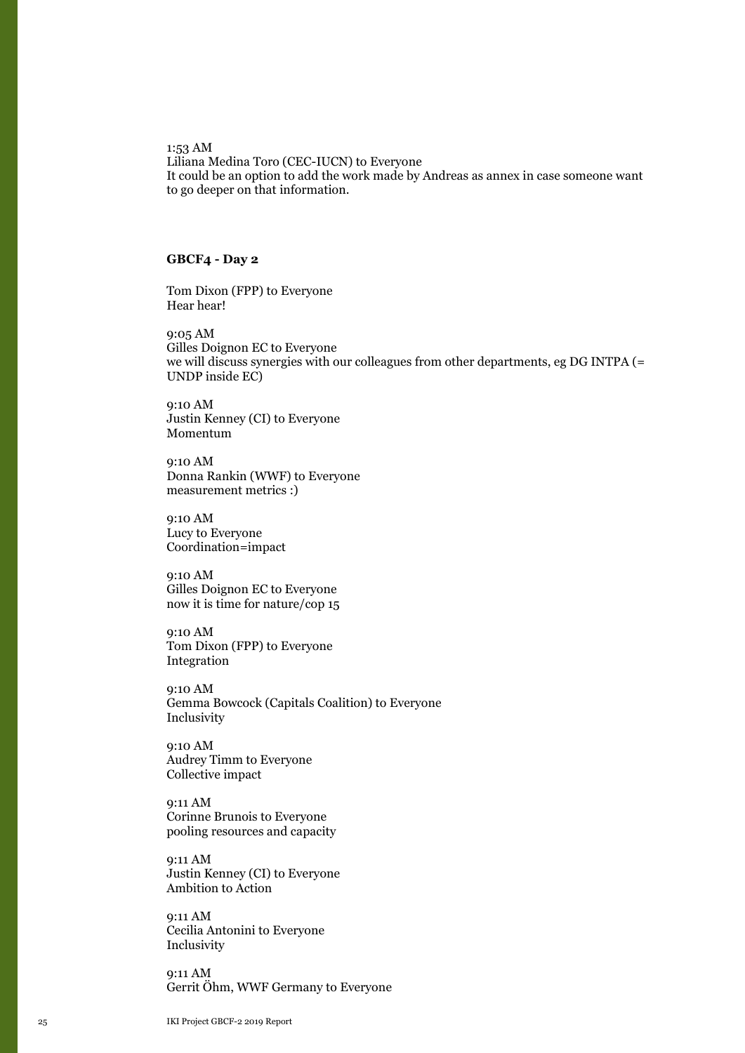1:53 AM
Liliana Medina Toro (CEC-IUCN) to Everyone
It could be an option to add the work made by Andreas as annex in case someone want to go deeper on that information.

**GBCF4 - Day 2**

Tom Dixon (FPP) to Everyone
Hear hear!

9:05 AM
Gilles Doignon EC to Everyone
we will discuss synergies with our colleagues from other departments, eg DG INTPA (= UNDP inside EC)

9:10 AM
Justin Kenney (CI) to Everyone
Momentum

9:10 AM
Donna Rankin (WWF) to Everyone
measurement metrics :)

9:10 AM
Lucy to Everyone
Coordination=impact

9:10 AM
Gilles Doignon EC to Everyone
now it is time for nature/cop 15

9:10 AM
Tom Dixon (FPP) to Everyone
Integration

9:10 AM
Gemma Bowcock (Capitals Coalition) to Everyone
Inclusivity

9:10 AM
Audrey Timm to Everyone
Collective impact

9:11 AM
Corinne Brunois to Everyone
pooling resources and capacity

9:11 AM
Justin Kenney (CI) to Everyone
Ambition to Action

9:11 AM
Cecilia Antonini to Everyone
Inclusivity

9:11 AM
Gerrit Öhm, WWF Germany to Everyone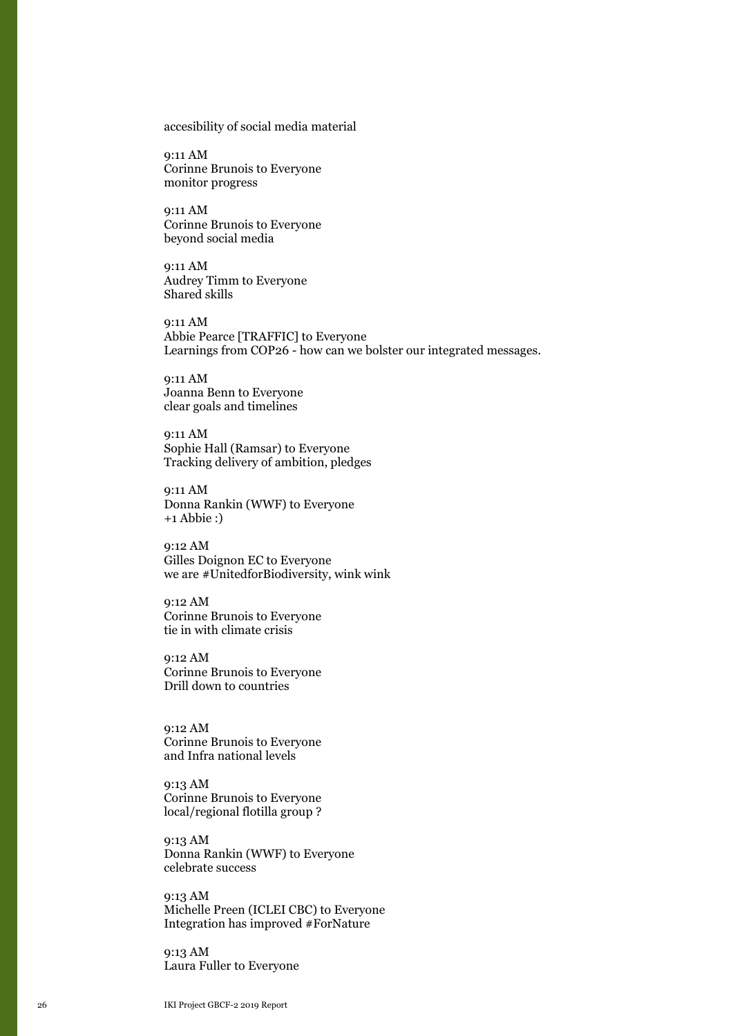accesibility of social media material

9:11 AM
Corinne Brunois to Everyone
monitor progress

9:11 AM
Corinne Brunois to Everyone
beyond social media

9:11 AM
Audrey Timm to Everyone
Shared skills

9:11 AM
Abbie Pearce [TRAFFIC] to Everyone
Learnings from COP26 - how can we bolster our integrated messages.

9:11 AM
Joanna Benn to Everyone
clear goals and timelines

9:11 AM
Sophie Hall (Ramsar) to Everyone
Tracking delivery of ambition, pledges

9:11 AM
Donna Rankin (WWF) to Everyone
+1 Abbie :)

9:12 AM
Gilles Doignon EC to Everyone
we are #UnitedforBiodiversity, wink wink

9:12 AM
Corinne Brunois to Everyone
tie in with climate crisis

9:12 AM
Corinne Brunois to Everyone
Drill down to countries

9:12 AM
Corinne Brunois to Everyone
and Infra national levels

9:13 AM
Corinne Brunois to Everyone
local/regional flotilla group ?

9:13 AM
Donna Rankin (WWF) to Everyone
celebrate success

9:13 AM
Michelle Preen (ICLEI CBC) to Everyone
Integration has improved #ForNature

9:13 AM
Laura Fuller to Everyone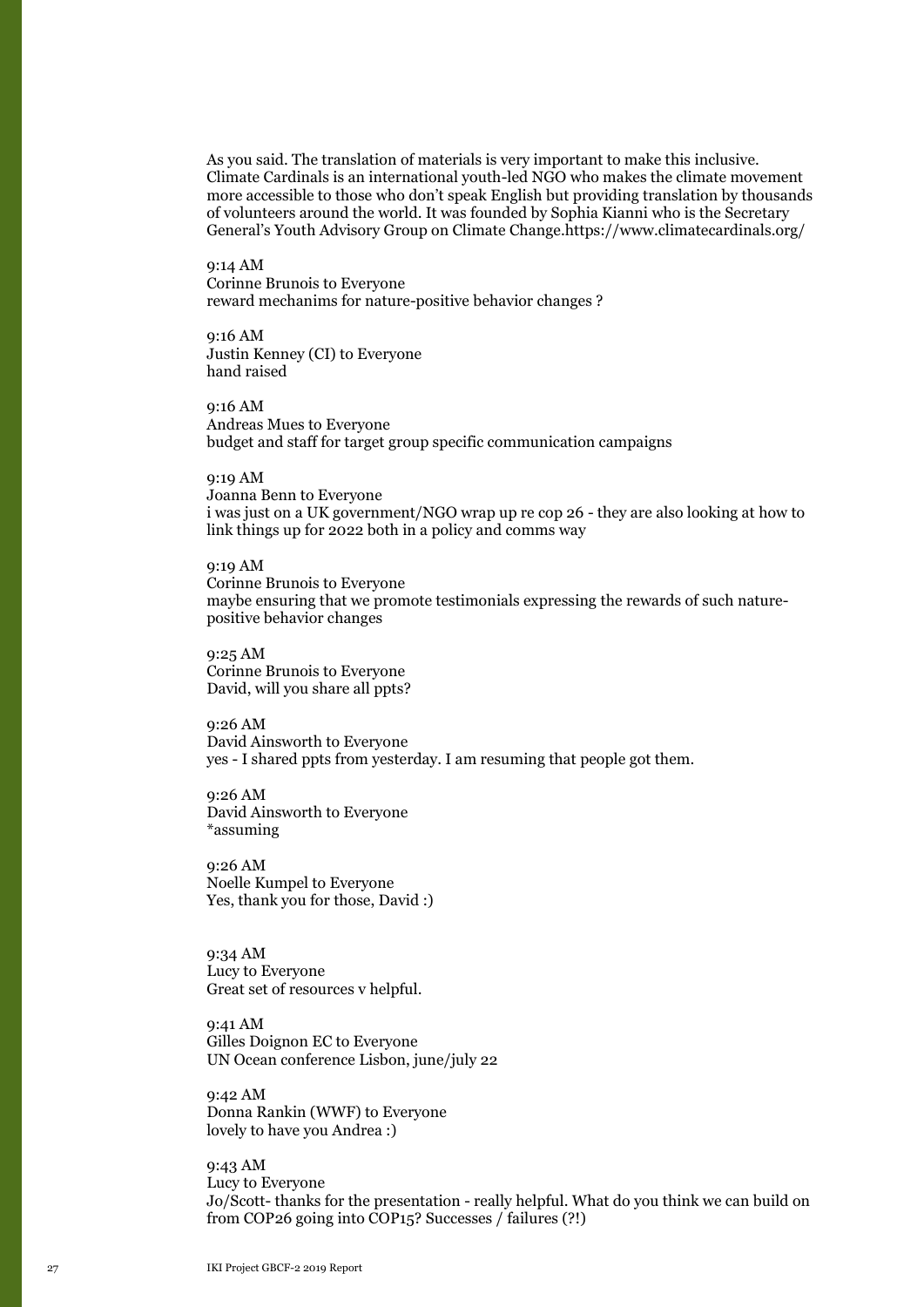As you said. The translation of materials is very important to make this inclusive. Climate Cardinals is an international youth-led NGO who makes the climate movement more accessible to those who don't speak English but providing translation by thousands of volunteers around the world. It was founded by Sophia Kianni who is the Secretary General's Youth Advisory Group on Climate Change.https://www.climatecardinals.org/

9:14 AM
Corinne Brunois to Everyone
reward mechanims for nature-positive behavior changes ?

9:16 AM
Justin Kenney (CI) to Everyone
hand raised

9:16 AM
Andreas Mues to Everyone
budget and staff for target group specific communication campaigns

9:19 AM
Joanna Benn to Everyone
i was just on a UK government/NGO wrap up re cop 26 - they are also looking at how to link things up for 2022 both in a policy and comms way

9:19 AM
Corinne Brunois to Everyone
maybe ensuring that we promote testimonials expressing the rewards of such nature-positive behavior changes

9:25 AM
Corinne Brunois to Everyone
David, will you share all ppts?

9:26 AM
David Ainsworth to Everyone
yes - I shared ppts from yesterday. I am resuming that people got them.

9:26 AM
David Ainsworth to Everyone
*assuming

9:26 AM
Noelle Kumpel to Everyone
Yes, thank you for those, David :)

9:34 AM
Lucy to Everyone
Great set of resources v helpful.

9:41 AM
Gilles Doignon EC to Everyone
UN Ocean conference Lisbon, june/july 22

9:42 AM
Donna Rankin (WWF) to Everyone
lovely to have you Andrea :)

9:43 AM
Lucy to Everyone
Jo/Scott- thanks for the presentation - really helpful. What do you think we can build on from COP26 going into COP15? Successes / failures (?!)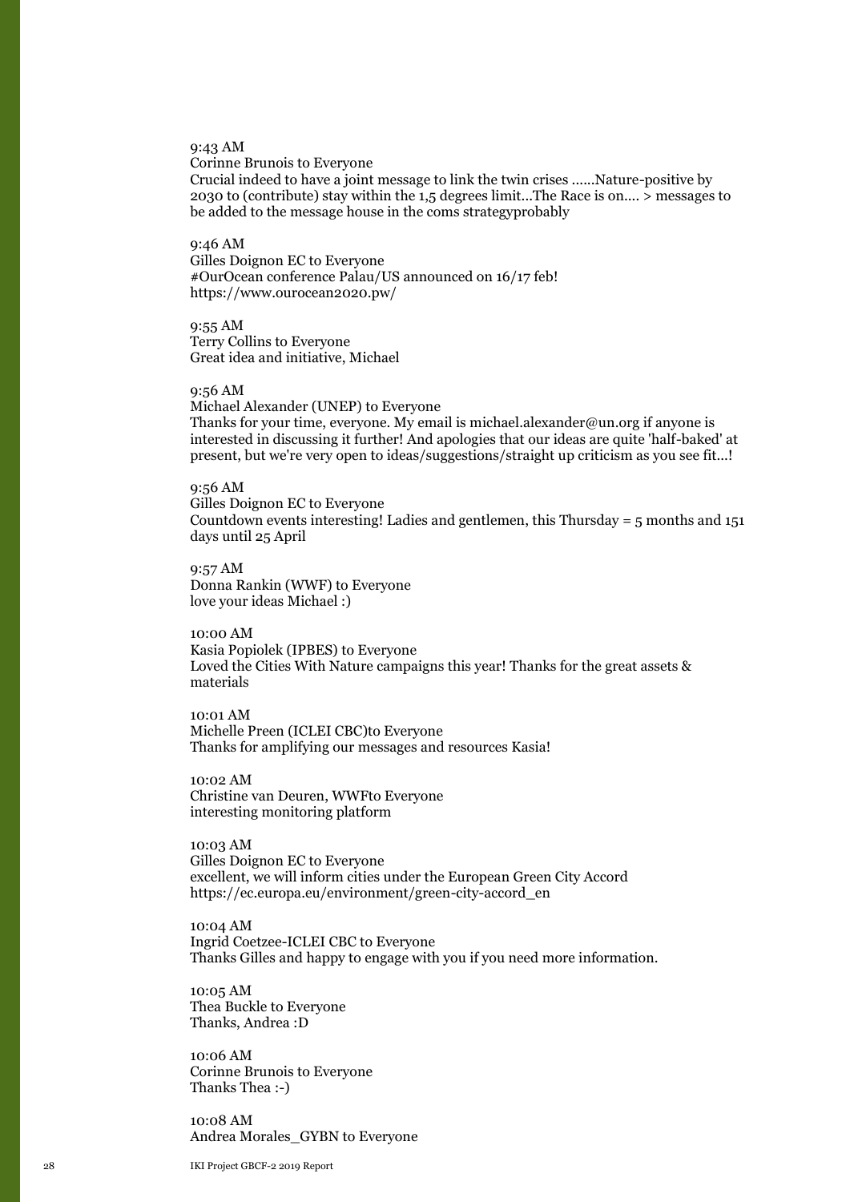9:43 AM
Corinne Brunois to Everyone
Crucial indeed to have a joint message to link the twin crises ......Nature-positive by 2030 to (contribute) stay within the 1,5 degrees limit...The Race is on.... > messages to be added to the message house in the coms strategyprobably

9:46 AM
Gilles Doignon EC to Everyone
#OurOcean conference Palau/US announced on 16/17 feb!
https://www.ourocean2020.pw/

9:55 AM
Terry Collins to Everyone
Great idea and initiative, Michael

9:56 AM
Michael Alexander (UNEP) to Everyone
Thanks for your time, everyone. My email is michael.alexander@un.org if anyone is interested in discussing it further! And apologies that our ideas are quite 'half-baked' at present, but we're very open to ideas/suggestions/straight up criticism as you see fit...!

9:56 AM
Gilles Doignon EC to Everyone
Countdown events interesting! Ladies and gentlemen, this Thursday = 5 months and 151 days until 25 April

9:57 AM
Donna Rankin (WWF) to Everyone
love your ideas Michael :)

10:00 AM
Kasia Popiolek (IPBES) to Everyone
Loved the Cities With Nature campaigns this year! Thanks for the great assets & materials

10:01 AM
Michelle Preen (ICLEI CBC)to Everyone
Thanks for amplifying our messages and resources Kasia!

10:02 AM
Christine van Deuren, WWFto Everyone
interesting monitoring platform

10:03 AM
Gilles Doignon EC to Everyone
excellent, we will inform cities under the European Green City Accord
https://ec.europa.eu/environment/green-city-accord_en

10:04 AM
Ingrid Coetzee-ICLEI CBC to Everyone
Thanks Gilles and happy to engage with you if you need more information.

10:05 AM
Thea Buckle to Everyone
Thanks, Andrea :D

10:06 AM
Corinne Brunois to Everyone
Thanks Thea :-)

10:08 AM
Andrea Morales_GYBN to Everyone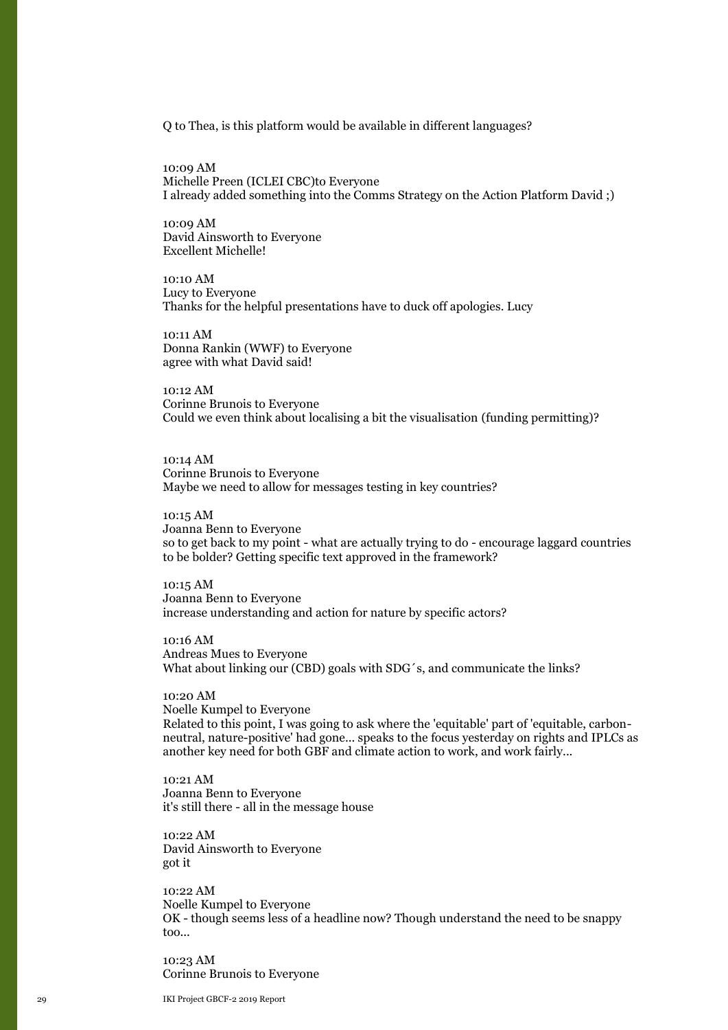Q to Thea, is this platform would be available in different languages?

10:09 AM
Michelle Preen (ICLEI CBC)to Everyone
I already added something into the Comms Strategy on the Action Platform David ;)

10:09 AM
David Ainsworth to Everyone
Excellent Michelle!

10:10 AM
Lucy to Everyone
Thanks for the helpful presentations have to duck off apologies. Lucy

10:11 AM
Donna Rankin (WWF) to Everyone
agree with what David said!

10:12 AM
Corinne Brunois to Everyone
Could we even think about localising a bit the visualisation (funding permitting)?

10:14 AM
Corinne Brunois to Everyone
Maybe we need to allow for messages testing in key countries?

10:15 AM
Joanna Benn to Everyone
so to get back to my point - what are actually trying to do - encourage laggard countries to be bolder? Getting specific text approved in the framework?

10:15 AM
Joanna Benn to Everyone
increase understanding and action for nature by specific actors?

10:16 AM
Andreas Mues to Everyone
What about linking our (CBD) goals with SDG´s, and communicate the links?

10:20 AM
Noelle Kumpel to Everyone
Related to this point, I was going to ask where the 'equitable' part of 'equitable, carbon-neutral, nature-positive' had gone... speaks to the focus yesterday on rights and IPLCs as another key need for both GBF and climate action to work, and work fairly...

10:21 AM
Joanna Benn to Everyone
it's still there - all in the message house

10:22 AM
David Ainsworth to Everyone
got it

10:22 AM
Noelle Kumpel to Everyone
OK - though seems less of a headline now? Though understand the need to be snappy too...

10:23 AM
Corinne Brunois to Everyone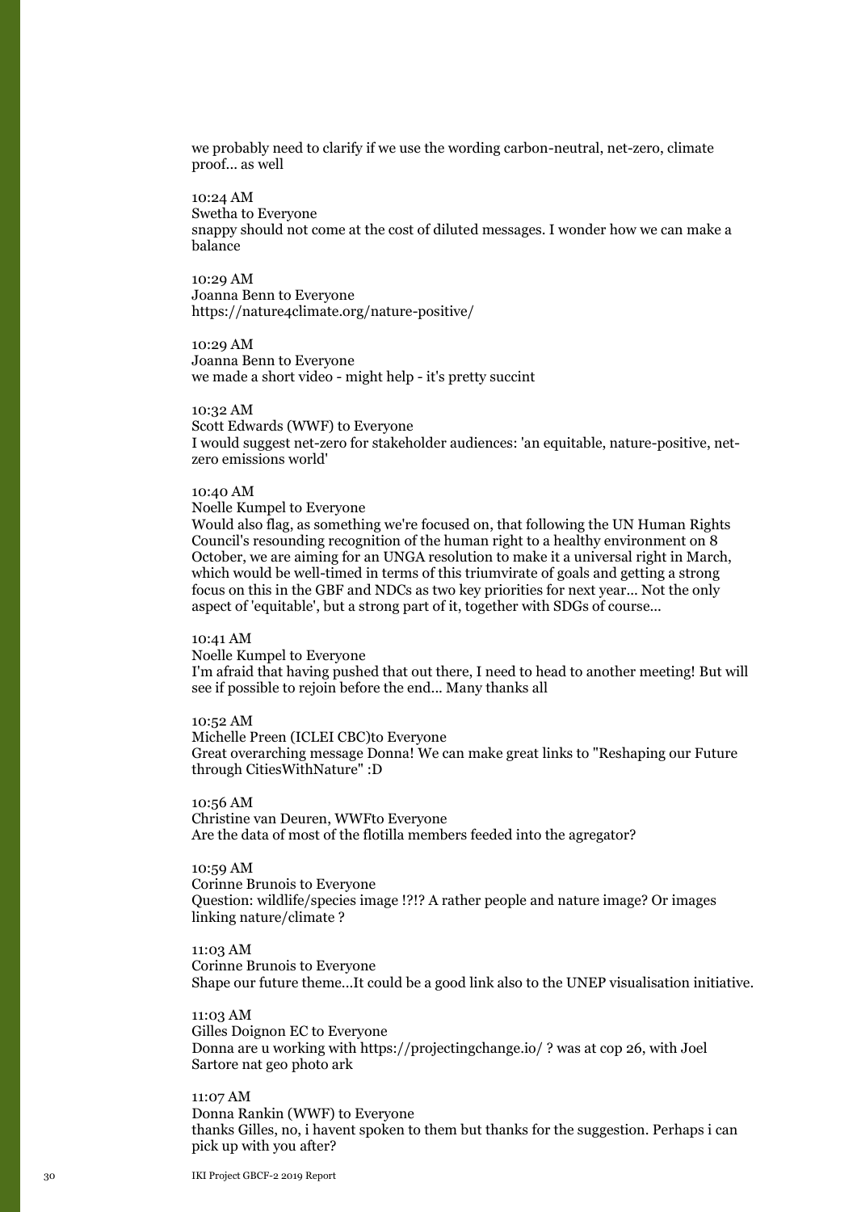we probably need to clarify if we use the wording carbon-neutral, net-zero, climate proof... as well

10:24 AM
Swetha to Everyone
snappy should not come at the cost of diluted messages. I wonder how we can make a balance

10:29 AM
Joanna Benn to Everyone
https://nature4climate.org/nature-positive/

10:29 AM
Joanna Benn to Everyone
we made a short video - might help - it's pretty succint

10:32 AM
Scott Edwards (WWF) to Everyone
I would suggest net-zero for stakeholder audiences: 'an equitable, nature-positive, net-zero emissions world'

10:40 AM
Noelle Kumpel to Everyone
Would also flag, as something we're focused on, that following the UN Human Rights Council's resounding recognition of the human right to a healthy environment on 8 October, we are aiming for an UNGA resolution to make it a universal right in March, which would be well-timed in terms of this triumvirate of goals and getting a strong focus on this in the GBF and NDCs as two key priorities for next year... Not the only aspect of 'equitable', but a strong part of it, together with SDGs of course...

10:41 AM
Noelle Kumpel to Everyone
I'm afraid that having pushed that out there, I need to head to another meeting! But will see if possible to rejoin before the end... Many thanks all

10:52 AM
Michelle Preen (ICLEI CBC)to Everyone
Great overarching message Donna! We can make great links to "Reshaping our Future through CitiesWithNature" :D

10:56 AM
Christine van Deuren, WWFto Everyone
Are the data of most of the flotilla members feeded into the agregator?

10:59 AM
Corinne Brunois to Everyone
Question: wildlife/species image !?!? A rather people and nature image? Or images linking nature/climate ?

11:03 AM
Corinne Brunois to Everyone
Shape our future theme...It could be a good link also to the UNEP visualisation initiative.

11:03 AM
Gilles Doignon EC to Everyone
Donna are u working with https://projectingchange.io/ ? was at cop 26, with Joel Sartore nat geo photo ark

11:07 AM
Donna Rankin (WWF) to Everyone
thanks Gilles, no, i havent spoken to them but thanks for the suggestion. Perhaps i can pick up with you after?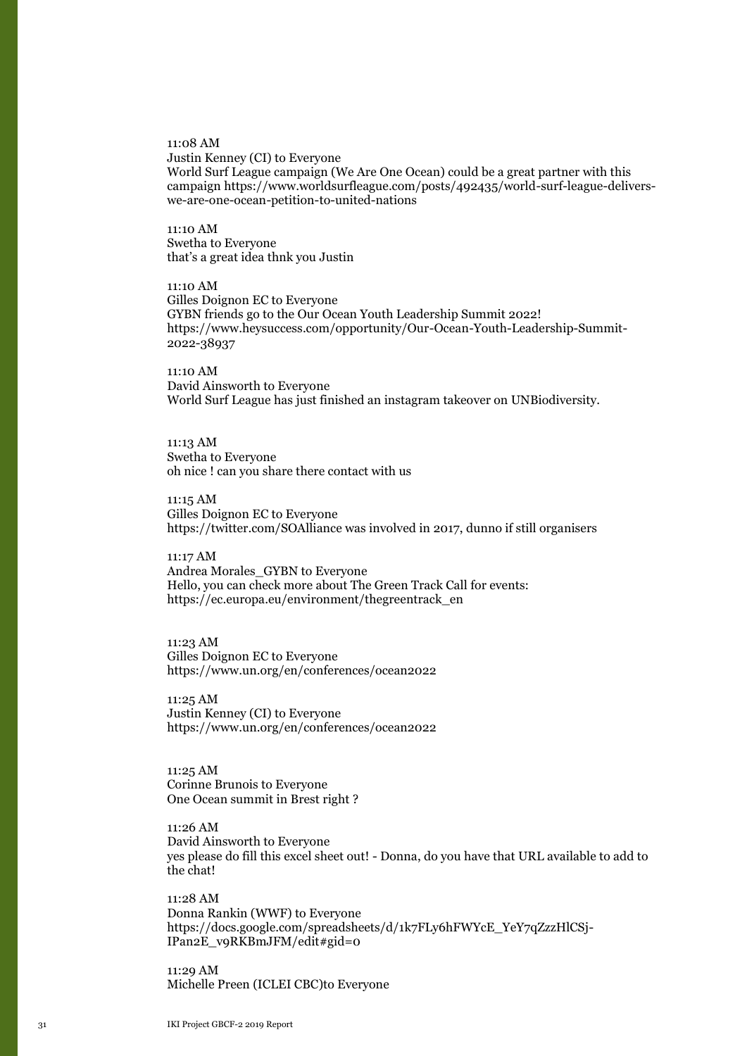11:08 AM
Justin Kenney (CI) to Everyone
World Surf League campaign (We Are One Ocean) could be a great partner with this campaign https://www.worldsurfleague.com/posts/492435/world-surf-league-delivers-we-are-one-ocean-petition-to-united-nations

11:10 AM
Swetha to Everyone
that's a great idea thnk you Justin

11:10 AM
Gilles Doignon EC to Everyone
GYBN friends go to the Our Ocean Youth Leadership Summit 2022! https://www.heysuccess.com/opportunity/Our-Ocean-Youth-Leadership-Summit-2022-38937

11:10 AM
David Ainsworth to Everyone
World Surf League has just finished an instagram takeover on UNBiodiversity.

11:13 AM
Swetha to Everyone
oh nice ! can you share there contact with us

11:15 AM
Gilles Doignon EC to Everyone
https://twitter.com/SOAlliance was involved in 2017, dunno if still organisers

11:17 AM
Andrea Morales_GYBN to Everyone
Hello, you can check more about The Green Track Call for events: https://ec.europa.eu/environment/thegreentrack_en

11:23 AM
Gilles Doignon EC to Everyone
https://www.un.org/en/conferences/ocean2022

11:25 AM
Justin Kenney (CI) to Everyone
https://www.un.org/en/conferences/ocean2022

11:25 AM
Corinne Brunois to Everyone
One Ocean summit in Brest right ?

11:26 AM
David Ainsworth to Everyone
yes please do fill this excel sheet out! - Donna, do you have that URL available to add to the chat!

11:28 AM
Donna Rankin (WWF) to Everyone
https://docs.google.com/spreadsheets/d/1k7FLy6hFWYcE_YeY7qZzzHlCSj-IPan2E_v9RKBmJFM/edit#gid=0

11:29 AM
Michelle Preen (ICLEI CBC)to Everyone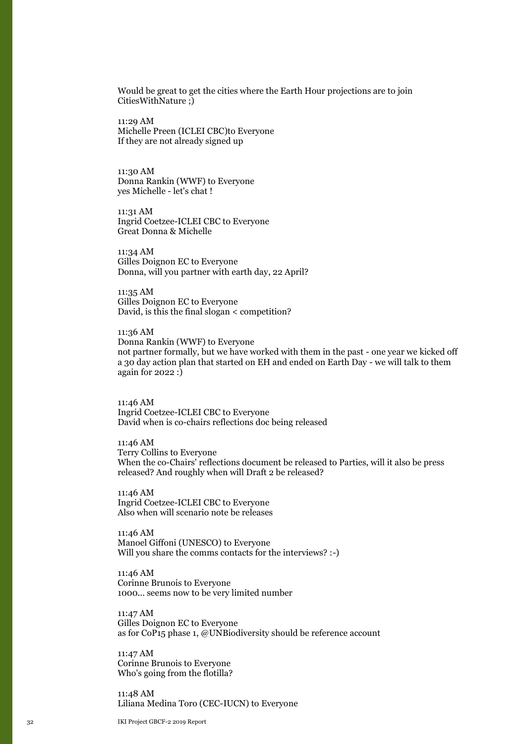Would be great to get the cities where the Earth Hour projections are to join CitiesWithNature ;)

11:29 AM
Michelle Preen (ICLEI CBC)to Everyone
If they are not already signed up

11:30 AM
Donna Rankin (WWF) to Everyone
yes Michelle - let's chat !

11:31 AM
Ingrid Coetzee-ICLEI CBC to Everyone
Great Donna & Michelle

11:34 AM
Gilles Doignon EC to Everyone
Donna, will you partner with earth day, 22 April?

11:35 AM
Gilles Doignon EC to Everyone
David, is this the final slogan < competition?

11:36 AM
Donna Rankin (WWF) to Everyone
not partner formally, but we have worked with them in the past - one year we kicked off a 30 day action plan that started on EH and ended on Earth Day - we will talk to them again for 2022 :)

11:46 AM
Ingrid Coetzee-ICLEI CBC to Everyone
David when is co-chairs reflections doc being released

11:46 AM
Terry Collins to Everyone
When the co-Chairs' reflections document be released to Parties, will it also be press released? And roughly when will Draft 2 be released?

11:46 AM
Ingrid Coetzee-ICLEI CBC to Everyone
Also when will scenario note be releases

11:46 AM
Manoel Giffoni (UNESCO) to Everyone
Will you share the comms contacts for the interviews? :-)

11:46 AM
Corinne Brunois to Everyone
1000... seems now to be very limited number

11:47 AM
Gilles Doignon EC to Everyone
as for CoP15 phase 1, @UNBiodiversity should be reference account

11:47 AM
Corinne Brunois to Everyone
Who's going from the flotilla?

11:48 AM
Liliana Medina Toro (CEC-IUCN) to Everyone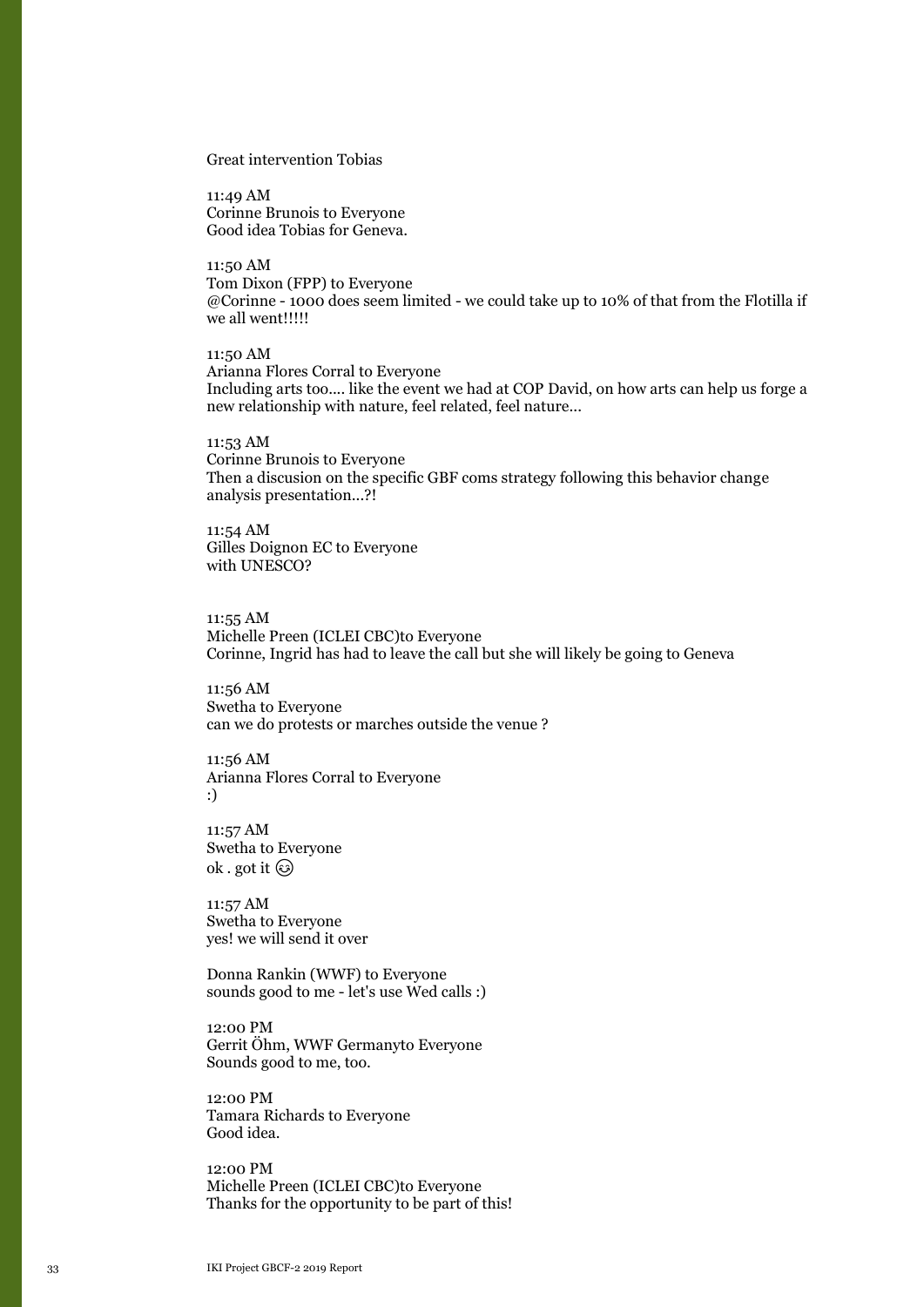Great intervention Tobias

11:49 AM
Corinne Brunois to Everyone
Good idea Tobias for Geneva.

11:50 AM
Tom Dixon (FPP) to Everyone
@Corinne - 1000 does seem limited - we could take up to 10% of that from the Flotilla if we all went!!!!!

11:50 AM
Arianna Flores Corral to Everyone
Including arts too.... like the event we had at COP David, on how arts can help us forge a new relationship with nature, feel related, feel nature...

11:53 AM
Corinne Brunois to Everyone
Then a discusion on the specific GBF coms strategy following this behavior change analysis presentation...?!

11:54 AM
Gilles Doignon EC to Everyone
with UNESCO?

11:55 AM
Michelle Preen (ICLEI CBC)to Everyone
Corinne, Ingrid has had to leave the call but she will likely be going to Geneva

11:56 AM
Swetha to Everyone
can we do protests or marches outside the venue ?

11:56 AM
Arianna Flores Corral to Everyone
:)

11:57 AM
Swetha to Everyone
ok . got it 😉

11:57 AM
Swetha to Everyone
yes! we will send it over

Donna Rankin (WWF) to Everyone
sounds good to me - let's use Wed calls :)

12:00 PM
Gerrit Öhm, WWF Germanyto Everyone
Sounds good to me, too.

12:00 PM
Tamara Richards to Everyone
Good idea.

12:00 PM
Michelle Preen (ICLEI CBC)to Everyone
Thanks for the opportunity to be part of this!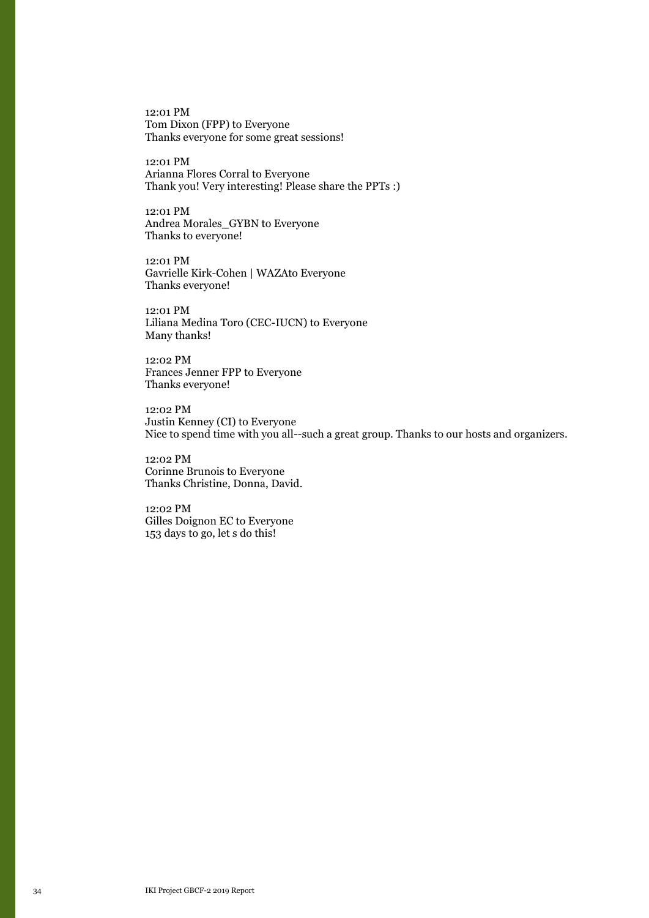12:01 PM
Tom Dixon (FPP) to Everyone
Thanks everyone for some great sessions!

12:01 PM
Arianna Flores Corral to Everyone
Thank you! Very interesting! Please share the PPTs :)

12:01 PM
Andrea Morales_GYBN to Everyone
Thanks to everyone!

12:01 PM
Gavrielle Kirk-Cohen | WAZAto Everyone
Thanks everyone!

12:01 PM
Liliana Medina Toro (CEC-IUCN) to Everyone
Many thanks!

12:02 PM
Frances Jenner FPP to Everyone
Thanks everyone!

12:02 PM
Justin Kenney (CI) to Everyone
Nice to spend time with you all--such a great group. Thanks to our hosts and organizers.

12:02 PM
Corinne Brunois to Everyone
Thanks Christine, Donna, David.

12:02 PM
Gilles Doignon EC to Everyone
153 days to go, let s do this!